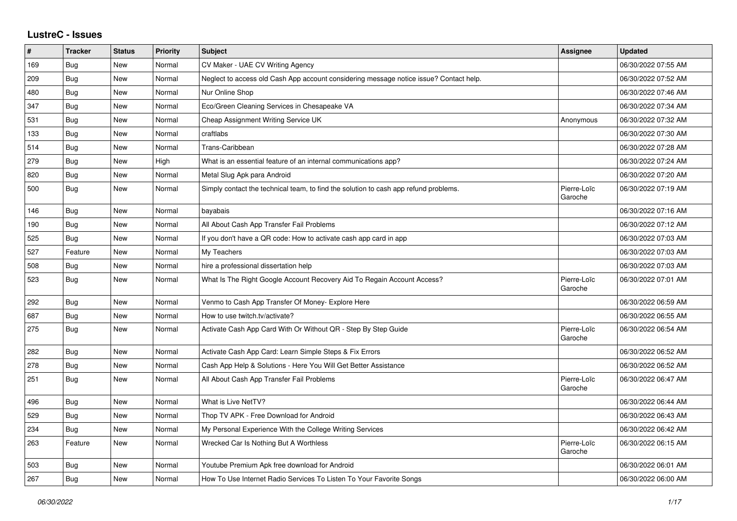## LustreC - Issues

| # | Tracker | Status | Priority | Subject | Assignee | Updated |
|---|---|---|---|---|---|---|
| 169 | Bug | New | Normal | CV Maker - UAE CV Writing Agency | | 06/30/2022 07:55 AM |
| 209 | Bug | New | Normal | Neglect to access old Cash App account considering message notice issue? Contact help. | | 06/30/2022 07:52 AM |
| 480 | Bug | New | Normal | Nur Online Shop | | 06/30/2022 07:46 AM |
| 347 | Bug | New | Normal | Eco/Green Cleaning Services in Chesapeake VA | | 06/30/2022 07:34 AM |
| 531 | Bug | New | Normal | Cheap Assignment Writing Service UK | Anonymous | 06/30/2022 07:32 AM |
| 133 | Bug | New | Normal | craftlabs | | 06/30/2022 07:30 AM |
| 514 | Bug | New | Normal | Trans-Caribbean | | 06/30/2022 07:28 AM |
| 279 | Bug | New | High | What is an essential feature of an internal communications app? | | 06/30/2022 07:24 AM |
| 820 | Bug | New | Normal | Metal Slug Apk para Android | | 06/30/2022 07:20 AM |
| 500 | Bug | New | Normal | Simply contact the technical team, to find the solution to cash app refund problems. | Pierre-Loïc Garoche | 06/30/2022 07:19 AM |
| 146 | Bug | New | Normal | bayabais | | 06/30/2022 07:16 AM |
| 190 | Bug | New | Normal | All About Cash App Transfer Fail Problems | | 06/30/2022 07:12 AM |
| 525 | Bug | New | Normal | If you don't have a QR code: How to activate cash app card in app | | 06/30/2022 07:03 AM |
| 527 | Feature | New | Normal | My Teachers | | 06/30/2022 07:03 AM |
| 508 | Bug | New | Normal | hire a professional dissertation help | | 06/30/2022 07:03 AM |
| 523 | Bug | New | Normal | What Is The Right Google Account Recovery Aid To Regain Account Access? | Pierre-Loïc Garoche | 06/30/2022 07:01 AM |
| 292 | Bug | New | Normal | Venmo to Cash App Transfer Of Money- Explore Here | | 06/30/2022 06:59 AM |
| 687 | Bug | New | Normal | How to use twitch.tv/activate? | | 06/30/2022 06:55 AM |
| 275 | Bug | New | Normal | Activate Cash App Card With Or Without QR - Step By Step Guide | Pierre-Loïc Garoche | 06/30/2022 06:54 AM |
| 282 | Bug | New | Normal | Activate Cash App Card: Learn Simple Steps & Fix Errors | | 06/30/2022 06:52 AM |
| 278 | Bug | New | Normal | Cash App Help & Solutions - Here You Will Get Better Assistance | | 06/30/2022 06:52 AM |
| 251 | Bug | New | Normal | All About Cash App Transfer Fail Problems | Pierre-Loïc Garoche | 06/30/2022 06:47 AM |
| 496 | Bug | New | Normal | What is Live NetTV? | | 06/30/2022 06:44 AM |
| 529 | Bug | New | Normal | Thop TV APK - Free Download for Android | | 06/30/2022 06:43 AM |
| 234 | Bug | New | Normal | My Personal Experience With the College Writing Services | | 06/30/2022 06:42 AM |
| 263 | Feature | New | Normal | Wrecked Car Is Nothing But A Worthless | Pierre-Loïc Garoche | 06/30/2022 06:15 AM |
| 503 | Bug | New | Normal | Youtube Premium Apk free download for Android | | 06/30/2022 06:01 AM |
| 267 | Bug | New | Normal | How To Use Internet Radio Services To Listen To Your Favorite Songs | | 06/30/2022 06:00 AM |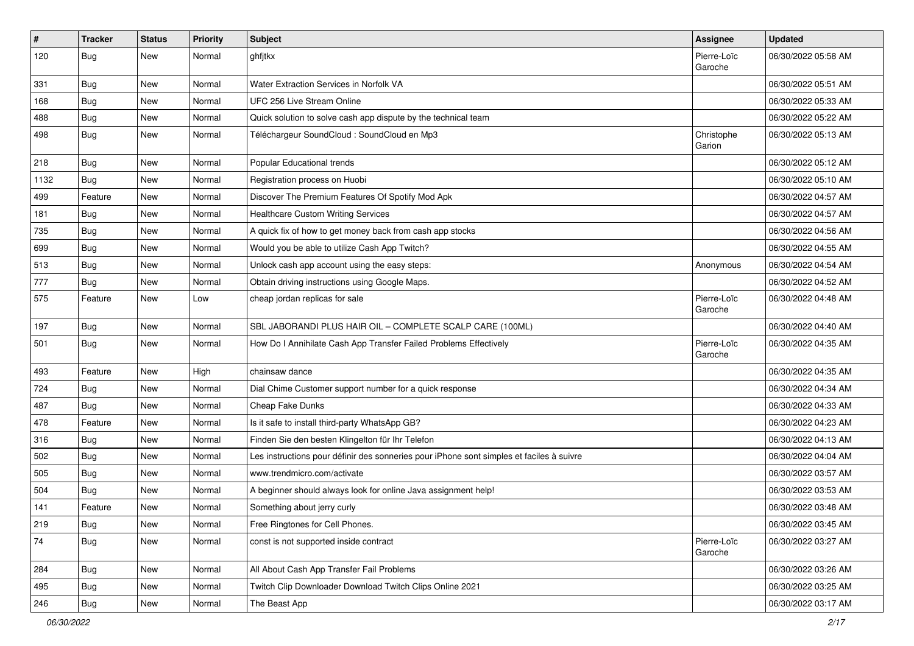| # | Tracker | Status | Priority | Subject | Assignee | Updated |
|---|---|---|---|---|---|---|
| 120 | Bug | New | Normal | ghfjtkx | Pierre-Loïc Garoche | 06/30/2022 05:58 AM |
| 331 | Bug | New | Normal | Water Extraction Services in Norfolk VA | | 06/30/2022 05:51 AM |
| 168 | Bug | New | Normal | UFC 256 Live Stream Online | | 06/30/2022 05:33 AM |
| 488 | Bug | New | Normal | Quick solution to solve cash app dispute by the technical team | | 06/30/2022 05:22 AM |
| 498 | Bug | New | Normal | Téléchargeur SoundCloud : SoundCloud en Mp3 | Christophe Garion | 06/30/2022 05:13 AM |
| 218 | Bug | New | Normal | Popular Educational trends | | 06/30/2022 05:12 AM |
| 1132 | Bug | New | Normal | Registration process on Huobi | | 06/30/2022 05:10 AM |
| 499 | Feature | New | Normal | Discover The Premium Features Of Spotify Mod Apk | | 06/30/2022 04:57 AM |
| 181 | Bug | New | Normal | Healthcare Custom Writing Services | | 06/30/2022 04:57 AM |
| 735 | Bug | New | Normal | A quick fix of how to get money back from cash app stocks | | 06/30/2022 04:56 AM |
| 699 | Bug | New | Normal | Would you be able to utilize Cash App Twitch? | | 06/30/2022 04:55 AM |
| 513 | Bug | New | Normal | Unlock cash app account using the easy steps: | Anonymous | 06/30/2022 04:54 AM |
| 777 | Bug | New | Normal | Obtain driving instructions using Google Maps. | | 06/30/2022 04:52 AM |
| 575 | Feature | New | Low | cheap jordan replicas for sale | Pierre-Loïc Garoche | 06/30/2022 04:48 AM |
| 197 | Bug | New | Normal | SBL JABORANDI PLUS HAIR OIL – COMPLETE SCALP CARE (100ML) | | 06/30/2022 04:40 AM |
| 501 | Bug | New | Normal | How Do I Annihilate Cash App Transfer Failed Problems Effectively | Pierre-Loïc Garoche | 06/30/2022 04:35 AM |
| 493 | Feature | New | High | chainsaw dance | | 06/30/2022 04:35 AM |
| 724 | Bug | New | Normal | Dial Chime Customer support number for a quick response | | 06/30/2022 04:34 AM |
| 487 | Bug | New | Normal | Cheap Fake Dunks | | 06/30/2022 04:33 AM |
| 478 | Feature | New | Normal | Is it safe to install third-party WhatsApp GB? | | 06/30/2022 04:23 AM |
| 316 | Bug | New | Normal | Finden Sie den besten Klingelton für Ihr Telefon | | 06/30/2022 04:13 AM |
| 502 | Bug | New | Normal | Les instructions pour définir des sonneries pour iPhone sont simples et faciles à suivre | | 06/30/2022 04:04 AM |
| 505 | Bug | New | Normal | www.trendmicro.com/activate | | 06/30/2022 03:57 AM |
| 504 | Bug | New | Normal | A beginner should always look for online Java assignment help! | | 06/30/2022 03:53 AM |
| 141 | Feature | New | Normal | Something about jerry curly | | 06/30/2022 03:48 AM |
| 219 | Bug | New | Normal | Free Ringtones for Cell Phones. | | 06/30/2022 03:45 AM |
| 74 | Bug | New | Normal | const is not supported inside contract | Pierre-Loïc Garoche | 06/30/2022 03:27 AM |
| 284 | Bug | New | Normal | All About Cash App Transfer Fail Problems | | 06/30/2022 03:26 AM |
| 495 | Bug | New | Normal | Twitch Clip Downloader Download Twitch Clips Online 2021 | | 06/30/2022 03:25 AM |
| 246 | Bug | New | Normal | The Beast App | | 06/30/2022 03:17 AM |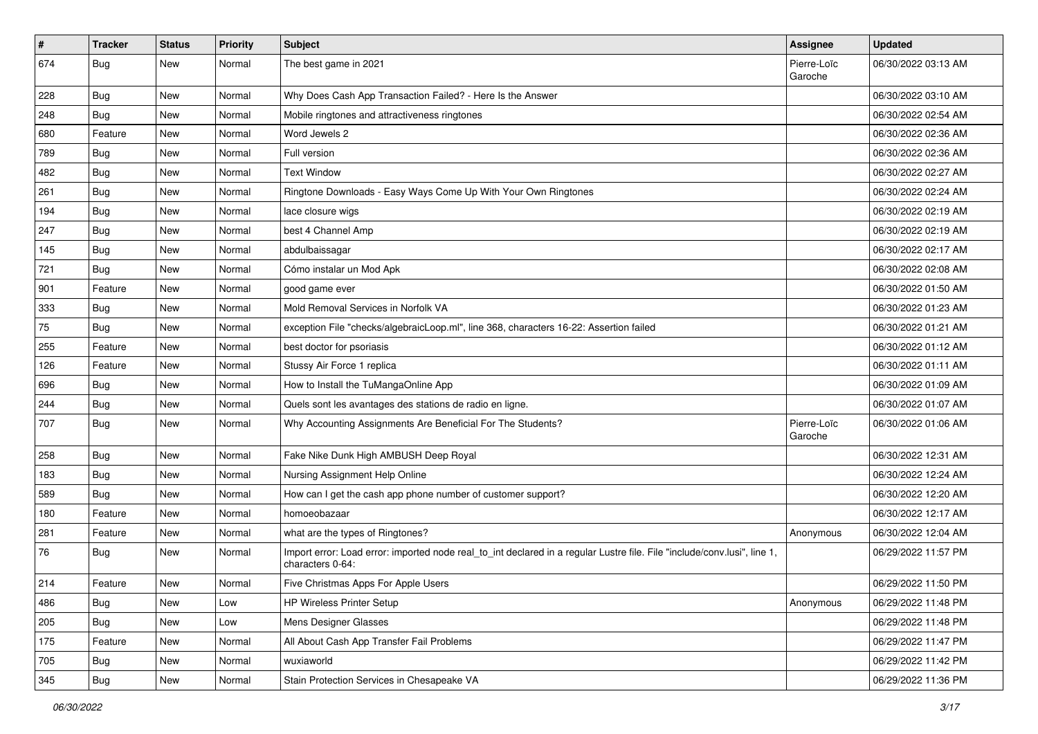| # | Tracker | Status | Priority | Subject | Assignee | Updated |
|---|---|---|---|---|---|---|
| 674 | Bug | New | Normal | The best game in 2021 | Pierre-Loïc Garoche | 06/30/2022 03:13 AM |
| 228 | Bug | New | Normal | Why Does Cash App Transaction Failed? - Here Is the Answer | | 06/30/2022 03:10 AM |
| 248 | Bug | New | Normal | Mobile ringtones and attractiveness ringtones | | 06/30/2022 02:54 AM |
| 680 | Feature | New | Normal | Word Jewels 2 | | 06/30/2022 02:36 AM |
| 789 | Bug | New | Normal | Full version | | 06/30/2022 02:36 AM |
| 482 | Bug | New | Normal | Text Window | | 06/30/2022 02:27 AM |
| 261 | Bug | New | Normal | Ringtone Downloads - Easy Ways Come Up With Your Own Ringtones | | 06/30/2022 02:24 AM |
| 194 | Bug | New | Normal | lace closure wigs | | 06/30/2022 02:19 AM |
| 247 | Bug | New | Normal | best 4 Channel Amp | | 06/30/2022 02:19 AM |
| 145 | Bug | New | Normal | abdulbaissagar | | 06/30/2022 02:17 AM |
| 721 | Bug | New | Normal | Cómo instalar un Mod Apk | | 06/30/2022 02:08 AM |
| 901 | Feature | New | Normal | good game ever | | 06/30/2022 01:50 AM |
| 333 | Bug | New | Normal | Mold Removal Services in Norfolk VA | | 06/30/2022 01:23 AM |
| 75 | Bug | New | Normal | exception File "checks/algebraicLoop.ml", line 368, characters 16-22: Assertion failed | | 06/30/2022 01:21 AM |
| 255 | Feature | New | Normal | best doctor for psoriasis | | 06/30/2022 01:12 AM |
| 126 | Feature | New | Normal | Stussy Air Force 1 replica | | 06/30/2022 01:11 AM |
| 696 | Bug | New | Normal | How to Install the TuMangaOnline App | | 06/30/2022 01:09 AM |
| 244 | Bug | New | Normal | Quels sont les avantages des stations de radio en ligne. | | 06/30/2022 01:07 AM |
| 707 | Bug | New | Normal | Why Accounting Assignments Are Beneficial For The Students? | Pierre-Loïc Garoche | 06/30/2022 01:06 AM |
| 258 | Bug | New | Normal | Fake Nike Dunk High AMBUSH Deep Royal | | 06/30/2022 12:31 AM |
| 183 | Bug | New | Normal | Nursing Assignment Help Online | | 06/30/2022 12:24 AM |
| 589 | Bug | New | Normal | How can I get the cash app phone number of customer support? | | 06/30/2022 12:20 AM |
| 180 | Feature | New | Normal | homoeobazaar | | 06/30/2022 12:17 AM |
| 281 | Feature | New | Normal | what are the types of Ringtones? | Anonymous | 06/30/2022 12:04 AM |
| 76 | Bug | New | Normal | Import error: Load error: imported node real_to_int declared in a regular Lustre file. File "include/conv.lusi", line 1, characters 0-64: | | 06/29/2022 11:57 PM |
| 214 | Feature | New | Normal | Five Christmas Apps For Apple Users | | 06/29/2022 11:50 PM |
| 486 | Bug | New | Low | HP Wireless Printer Setup | Anonymous | 06/29/2022 11:48 PM |
| 205 | Bug | New | Low | Mens Designer Glasses | | 06/29/2022 11:48 PM |
| 175 | Feature | New | Normal | All About Cash App Transfer Fail Problems | | 06/29/2022 11:47 PM |
| 705 | Bug | New | Normal | wuxiaworld | | 06/29/2022 11:42 PM |
| 345 | Bug | New | Normal | Stain Protection Services in Chesapeake VA | | 06/29/2022 11:36 PM |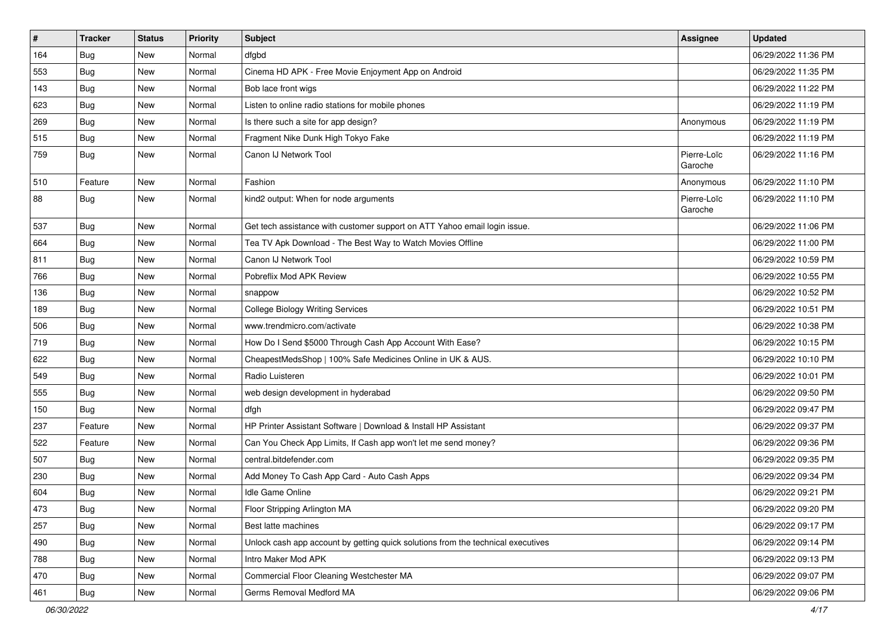| # | Tracker | Status | Priority | Subject | Assignee | Updated |
|---|---|---|---|---|---|---|
| 164 | Bug | New | Normal | dfgbd | | 06/29/2022 11:36 PM |
| 553 | Bug | New | Normal | Cinema HD APK - Free Movie Enjoyment App on Android | | 06/29/2022 11:35 PM |
| 143 | Bug | New | Normal | Bob lace front wigs | | 06/29/2022 11:22 PM |
| 623 | Bug | New | Normal | Listen to online radio stations for mobile phones | | 06/29/2022 11:19 PM |
| 269 | Bug | New | Normal | Is there such a site for app design? | Anonymous | 06/29/2022 11:19 PM |
| 515 | Bug | New | Normal | Fragment Nike Dunk High Tokyo Fake | | 06/29/2022 11:19 PM |
| 759 | Bug | New | Normal | Canon IJ Network Tool | Pierre-Loïc Garoche | 06/29/2022 11:16 PM |
| 510 | Feature | New | Normal | Fashion | Anonymous | 06/29/2022 11:10 PM |
| 88 | Bug | New | Normal | kind2 output: When for node arguments | Pierre-Loïc Garoche | 06/29/2022 11:10 PM |
| 537 | Bug | New | Normal | Get tech assistance with customer support on ATT Yahoo email login issue. | | 06/29/2022 11:06 PM |
| 664 | Bug | New | Normal | Tea TV Apk Download - The Best Way to Watch Movies Offline | | 06/29/2022 11:00 PM |
| 811 | Bug | New | Normal | Canon IJ Network Tool | | 06/29/2022 10:59 PM |
| 766 | Bug | New | Normal | Pobreflix Mod APK Review | | 06/29/2022 10:55 PM |
| 136 | Bug | New | Normal | snappow | | 06/29/2022 10:52 PM |
| 189 | Bug | New | Normal | College Biology Writing Services | | 06/29/2022 10:51 PM |
| 506 | Bug | New | Normal | www.trendmicro.com/activate | | 06/29/2022 10:38 PM |
| 719 | Bug | New | Normal | How Do I Send $5000 Through Cash App Account With Ease? | | 06/29/2022 10:15 PM |
| 622 | Bug | New | Normal | CheapestMedsShop \| 100% Safe Medicines Online in UK & AUS. | | 06/29/2022 10:10 PM |
| 549 | Bug | New | Normal | Radio Luisteren | | 06/29/2022 10:01 PM |
| 555 | Bug | New | Normal | web design development in hyderabad | | 06/29/2022 09:50 PM |
| 150 | Bug | New | Normal | dfgh | | 06/29/2022 09:47 PM |
| 237 | Feature | New | Normal | HP Printer Assistant Software \| Download & Install HP Assistant | | 06/29/2022 09:37 PM |
| 522 | Feature | New | Normal | Can You Check App Limits, If Cash app won't let me send money? | | 06/29/2022 09:36 PM |
| 507 | Bug | New | Normal | central.bitdefender.com | | 06/29/2022 09:35 PM |
| 230 | Bug | New | Normal | Add Money To Cash App Card - Auto Cash Apps | | 06/29/2022 09:34 PM |
| 604 | Bug | New | Normal | Idle Game Online | | 06/29/2022 09:21 PM |
| 473 | Bug | New | Normal | Floor Stripping Arlington MA | | 06/29/2022 09:20 PM |
| 257 | Bug | New | Normal | Best latte machines | | 06/29/2022 09:17 PM |
| 490 | Bug | New | Normal | Unlock cash app account by getting quick solutions from the technical executives | | 06/29/2022 09:14 PM |
| 788 | Bug | New | Normal | Intro Maker Mod APK | | 06/29/2022 09:13 PM |
| 470 | Bug | New | Normal | Commercial Floor Cleaning Westchester MA | | 06/29/2022 09:07 PM |
| 461 | Bug | New | Normal | Germs Removal Medford MA | | 06/29/2022 09:06 PM |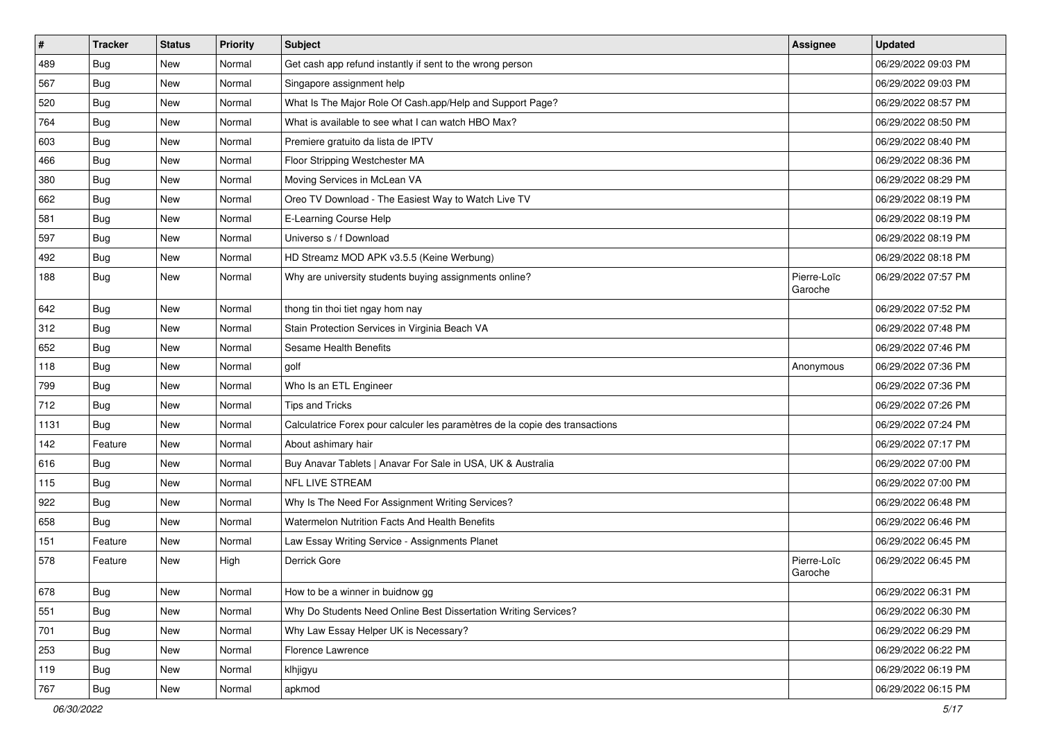| # | Tracker | Status | Priority | Subject | Assignee | Updated |
|---|---|---|---|---|---|---|
| 489 | Bug | New | Normal | Get cash app refund instantly if sent to the wrong person | | 06/29/2022 09:03 PM |
| 567 | Bug | New | Normal | Singapore assignment help | | 06/29/2022 09:03 PM |
| 520 | Bug | New | Normal | What Is The Major Role Of Cash.app/Help and Support Page? | | 06/29/2022 08:57 PM |
| 764 | Bug | New | Normal | What is available to see what I can watch HBO Max? | | 06/29/2022 08:50 PM |
| 603 | Bug | New | Normal | Premiere gratuito da lista de IPTV | | 06/29/2022 08:40 PM |
| 466 | Bug | New | Normal | Floor Stripping Westchester MA | | 06/29/2022 08:36 PM |
| 380 | Bug | New | Normal | Moving Services in McLean VA | | 06/29/2022 08:29 PM |
| 662 | Bug | New | Normal | Oreo TV Download - The Easiest Way to Watch Live TV | | 06/29/2022 08:19 PM |
| 581 | Bug | New | Normal | E-Learning Course Help | | 06/29/2022 08:19 PM |
| 597 | Bug | New | Normal | Universo s / f Download | | 06/29/2022 08:19 PM |
| 492 | Bug | New | Normal | HD Streamz MOD APK v3.5.5 (Keine Werbung) | | 06/29/2022 08:18 PM |
| 188 | Bug | New | Normal | Why are university students buying assignments online? | Pierre-Loïc Garoche | 06/29/2022 07:57 PM |
| 642 | Bug | New | Normal | thong tin thoi tiet ngay hom nay | | 06/29/2022 07:52 PM |
| 312 | Bug | New | Normal | Stain Protection Services in Virginia Beach VA | | 06/29/2022 07:48 PM |
| 652 | Bug | New | Normal | Sesame Health Benefits | | 06/29/2022 07:46 PM |
| 118 | Bug | New | Normal | golf | Anonymous | 06/29/2022 07:36 PM |
| 799 | Bug | New | Normal | Who Is an ETL Engineer | | 06/29/2022 07:36 PM |
| 712 | Bug | New | Normal | Tips and Tricks | | 06/29/2022 07:26 PM |
| 1131 | Bug | New | Normal | Calculatrice Forex pour calculer les paramètres de la copie des transactions | | 06/29/2022 07:24 PM |
| 142 | Feature | New | Normal | About ashimary hair | | 06/29/2022 07:17 PM |
| 616 | Bug | New | Normal | Buy Anavar Tablets \| Anavar For Sale in USA, UK & Australia | | 06/29/2022 07:00 PM |
| 115 | Bug | New | Normal | NFL LIVE STREAM | | 06/29/2022 07:00 PM |
| 922 | Bug | New | Normal | Why Is The Need For Assignment Writing Services? | | 06/29/2022 06:48 PM |
| 658 | Bug | New | Normal | Watermelon Nutrition Facts And Health Benefits | | 06/29/2022 06:46 PM |
| 151 | Feature | New | Normal | Law Essay Writing Service - Assignments Planet | | 06/29/2022 06:45 PM |
| 578 | Feature | New | High | Derrick Gore | Pierre-Loïc Garoche | 06/29/2022 06:45 PM |
| 678 | Bug | New | Normal | How to be a winner in buidnow gg | | 06/29/2022 06:31 PM |
| 551 | Bug | New | Normal | Why Do Students Need Online Best Dissertation Writing Services? | | 06/29/2022 06:30 PM |
| 701 | Bug | New | Normal | Why Law Essay Helper UK is Necessary? | | 06/29/2022 06:29 PM |
| 253 | Bug | New | Normal | Florence Lawrence | | 06/29/2022 06:22 PM |
| 119 | Bug | New | Normal | klhjigyu | | 06/29/2022 06:19 PM |
| 767 | Bug | New | Normal | apkmod | | 06/29/2022 06:15 PM |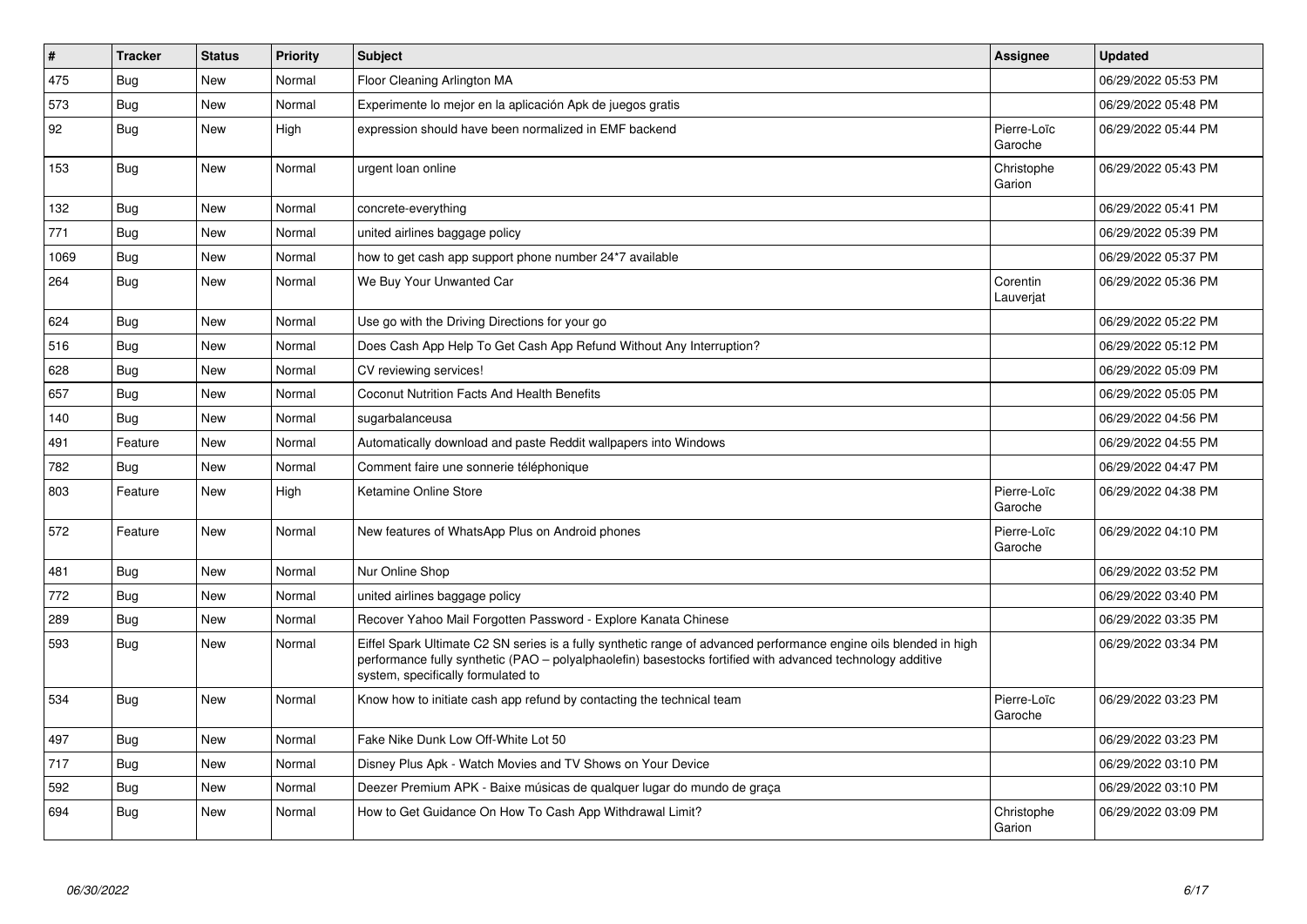| # | Tracker | Status | Priority | Subject | Assignee | Updated |
|---|---|---|---|---|---|---|
| 475 | Bug | New | Normal | Floor Cleaning Arlington MA | | 06/29/2022 05:53 PM |
| 573 | Bug | New | Normal | Experimente lo mejor en la aplicación Apk de juegos gratis | | 06/29/2022 05:48 PM |
| 92 | Bug | New | High | expression should have been normalized in EMF backend | Pierre-Loïc Garoche | 06/29/2022 05:44 PM |
| 153 | Bug | New | Normal | urgent loan online | Christophe Garion | 06/29/2022 05:43 PM |
| 132 | Bug | New | Normal | concrete-everything | | 06/29/2022 05:41 PM |
| 771 | Bug | New | Normal | united airlines baggage policy | | 06/29/2022 05:39 PM |
| 1069 | Bug | New | Normal | how to get cash app support phone number 24*7 available | | 06/29/2022 05:37 PM |
| 264 | Bug | New | Normal | We Buy Your Unwanted Car | Corentin Lauverjat | 06/29/2022 05:36 PM |
| 624 | Bug | New | Normal | Use go with the Driving Directions for your go | | 06/29/2022 05:22 PM |
| 516 | Bug | New | Normal | Does Cash App Help To Get Cash App Refund Without Any Interruption? | | 06/29/2022 05:12 PM |
| 628 | Bug | New | Normal | CV reviewing services! | | 06/29/2022 05:09 PM |
| 657 | Bug | New | Normal | Coconut Nutrition Facts And Health Benefits | | 06/29/2022 05:05 PM |
| 140 | Bug | New | Normal | sugarbalanceusa | | 06/29/2022 04:56 PM |
| 491 | Feature | New | Normal | Automatically download and paste Reddit wallpapers into Windows | | 06/29/2022 04:55 PM |
| 782 | Bug | New | Normal | Comment faire une sonnerie téléphonique | | 06/29/2022 04:47 PM |
| 803 | Feature | New | High | Ketamine Online Store | Pierre-Loïc Garoche | 06/29/2022 04:38 PM |
| 572 | Feature | New | Normal | New features of WhatsApp Plus on Android phones | Pierre-Loïc Garoche | 06/29/2022 04:10 PM |
| 481 | Bug | New | Normal | Nur Online Shop | | 06/29/2022 03:52 PM |
| 772 | Bug | New | Normal | united airlines baggage policy | | 06/29/2022 03:40 PM |
| 289 | Bug | New | Normal | Recover Yahoo Mail Forgotten Password - Explore Kanata Chinese | | 06/29/2022 03:35 PM |
| 593 | Bug | New | Normal | Eiffel Spark Ultimate C2 SN series is a fully synthetic range of advanced performance engine oils blended in high performance fully synthetic (PAO – polyalphaolefin) basestocks fortified with advanced technology additive system, specifically formulated to | | 06/29/2022 03:34 PM |
| 534 | Bug | New | Normal | Know how to initiate cash app refund by contacting the technical team | Pierre-Loïc Garoche | 06/29/2022 03:23 PM |
| 497 | Bug | New | Normal | Fake Nike Dunk Low Off-White Lot 50 | | 06/29/2022 03:23 PM |
| 717 | Bug | New | Normal | Disney Plus Apk - Watch Movies and TV Shows on Your Device | | 06/29/2022 03:10 PM |
| 592 | Bug | New | Normal | Deezer Premium APK - Baixe músicas de qualquer lugar do mundo de graça | | 06/29/2022 03:10 PM |
| 694 | Bug | New | Normal | How to Get Guidance On How To Cash App Withdrawal Limit? | Christophe Garion | 06/29/2022 03:09 PM |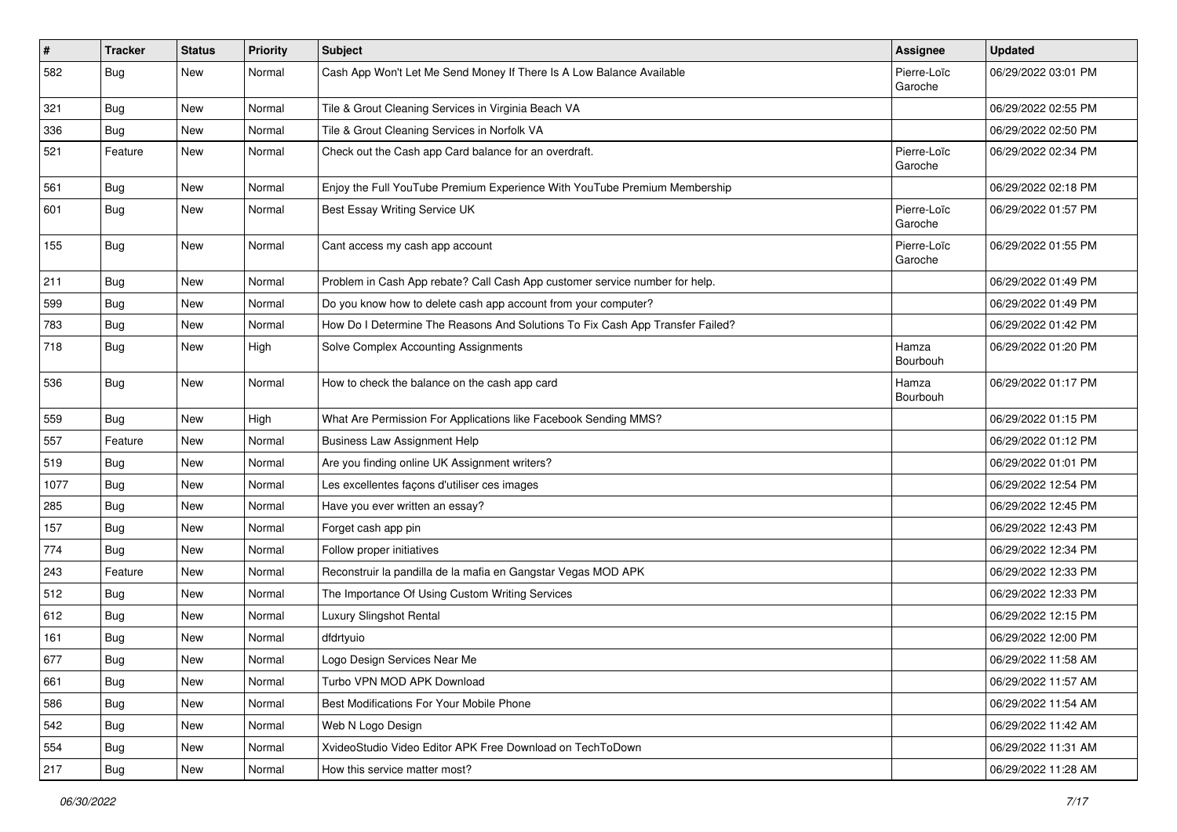| # | Tracker | Status | Priority | Subject | Assignee | Updated |
|---|---|---|---|---|---|---|
| 582 | Bug | New | Normal | Cash App Won't Let Me Send Money If There Is A Low Balance Available | Pierre-Loïc Garoche | 06/29/2022 03:01 PM |
| 321 | Bug | New | Normal | Tile & Grout Cleaning Services in Virginia Beach VA | | 06/29/2022 02:55 PM |
| 336 | Bug | New | Normal | Tile & Grout Cleaning Services in Norfolk VA | | 06/29/2022 02:50 PM |
| 521 | Feature | New | Normal | Check out the Cash app Card balance for an overdraft. | Pierre-Loïc Garoche | 06/29/2022 02:34 PM |
| 561 | Bug | New | Normal | Enjoy the Full YouTube Premium Experience With YouTube Premium Membership | | 06/29/2022 02:18 PM |
| 601 | Bug | New | Normal | Best Essay Writing Service UK | Pierre-Loïc Garoche | 06/29/2022 01:57 PM |
| 155 | Bug | New | Normal | Cant access my cash app account | Pierre-Loïc Garoche | 06/29/2022 01:55 PM |
| 211 | Bug | New | Normal | Problem in Cash App rebate? Call Cash App customer service number for help. | | 06/29/2022 01:49 PM |
| 599 | Bug | New | Normal | Do you know how to delete cash app account from your computer? | | 06/29/2022 01:49 PM |
| 783 | Bug | New | Normal | How Do I Determine The Reasons And Solutions To Fix Cash App Transfer Failed? | | 06/29/2022 01:42 PM |
| 718 | Bug | New | High | Solve Complex Accounting Assignments | Hamza Bourbouh | 06/29/2022 01:20 PM |
| 536 | Bug | New | Normal | How to check the balance on the cash app card | Hamza Bourbouh | 06/29/2022 01:17 PM |
| 559 | Bug | New | High | What Are Permission For Applications like Facebook Sending MMS? | | 06/29/2022 01:15 PM |
| 557 | Feature | New | Normal | Business Law Assignment Help | | 06/29/2022 01:12 PM |
| 519 | Bug | New | Normal | Are you finding online UK Assignment writers? | | 06/29/2022 01:01 PM |
| 1077 | Bug | New | Normal | Les excellentes façons d'utiliser ces images | | 06/29/2022 12:54 PM |
| 285 | Bug | New | Normal | Have you ever written an essay? | | 06/29/2022 12:45 PM |
| 157 | Bug | New | Normal | Forget cash app pin | | 06/29/2022 12:43 PM |
| 774 | Bug | New | Normal | Follow proper initiatives | | 06/29/2022 12:34 PM |
| 243 | Feature | New | Normal | Reconstruir la pandilla de la mafia en Gangstar Vegas MOD APK | | 06/29/2022 12:33 PM |
| 512 | Bug | New | Normal | The Importance Of Using Custom Writing Services | | 06/29/2022 12:33 PM |
| 612 | Bug | New | Normal | Luxury Slingshot Rental | | 06/29/2022 12:15 PM |
| 161 | Bug | New | Normal | dfdrtyuio | | 06/29/2022 12:00 PM |
| 677 | Bug | New | Normal | Logo Design Services Near Me | | 06/29/2022 11:58 AM |
| 661 | Bug | New | Normal | Turbo VPN MOD APK Download | | 06/29/2022 11:57 AM |
| 586 | Bug | New | Normal | Best Modifications For Your Mobile Phone | | 06/29/2022 11:54 AM |
| 542 | Bug | New | Normal | Web N Logo Design | | 06/29/2022 11:42 AM |
| 554 | Bug | New | Normal | XvideoStudio Video Editor APK Free Download on TechToDown | | 06/29/2022 11:31 AM |
| 217 | Bug | New | Normal | How this service matter most? | | 06/29/2022 11:28 AM |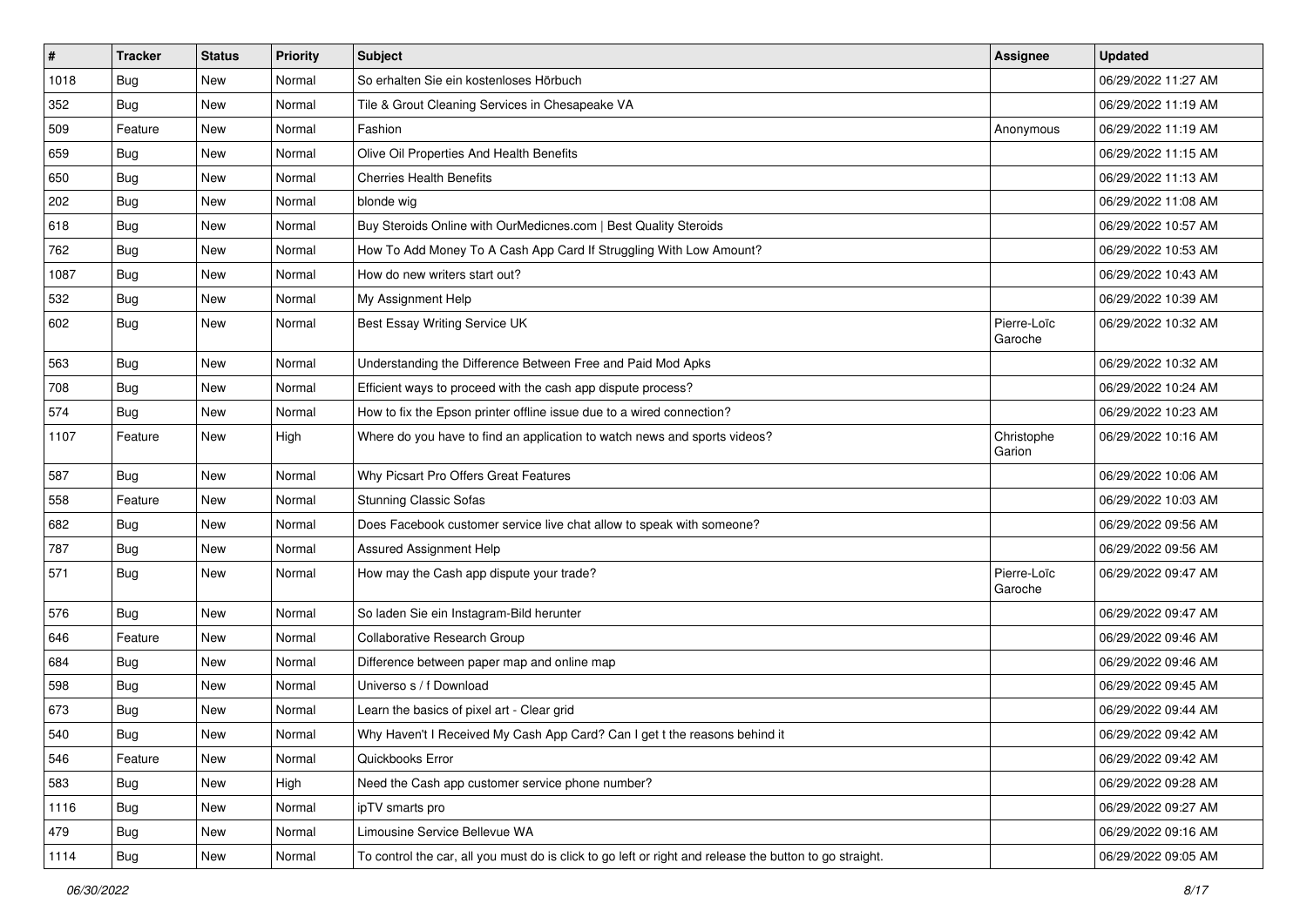| # | Tracker | Status | Priority | Subject | Assignee | Updated |
|---|---|---|---|---|---|---|
| 1018 | Bug | New | Normal | So erhalten Sie ein kostenloses Hörbuch | | 06/29/2022 11:27 AM |
| 352 | Bug | New | Normal | Tile & Grout Cleaning Services in Chesapeake VA | | 06/29/2022 11:19 AM |
| 509 | Feature | New | Normal | Fashion | Anonymous | 06/29/2022 11:19 AM |
| 659 | Bug | New | Normal | Olive Oil Properties And Health Benefits | | 06/29/2022 11:15 AM |
| 650 | Bug | New | Normal | Cherries Health Benefits | | 06/29/2022 11:13 AM |
| 202 | Bug | New | Normal | blonde wig | | 06/29/2022 11:08 AM |
| 618 | Bug | New | Normal | Buy Steroids Online with OurMedicnes.com \| Best Quality Steroids | | 06/29/2022 10:57 AM |
| 762 | Bug | New | Normal | How To Add Money To A Cash App Card If Struggling With Low Amount? | | 06/29/2022 10:53 AM |
| 1087 | Bug | New | Normal | How do new writers start out? | | 06/29/2022 10:43 AM |
| 532 | Bug | New | Normal | My Assignment Help | | 06/29/2022 10:39 AM |
| 602 | Bug | New | Normal | Best Essay Writing Service UK | Pierre-Loïc Garoche | 06/29/2022 10:32 AM |
| 563 | Bug | New | Normal | Understanding the Difference Between Free and Paid Mod Apks | | 06/29/2022 10:32 AM |
| 708 | Bug | New | Normal | Efficient ways to proceed with the cash app dispute process? | | 06/29/2022 10:24 AM |
| 574 | Bug | New | Normal | How to fix the Epson printer offline issue due to a wired connection? | | 06/29/2022 10:23 AM |
| 1107 | Feature | New | High | Where do you have to find an application to watch news and sports videos? | Christophe Garion | 06/29/2022 10:16 AM |
| 587 | Bug | New | Normal | Why Picsart Pro Offers Great Features | | 06/29/2022 10:06 AM |
| 558 | Feature | New | Normal | Stunning Classic Sofas | | 06/29/2022 10:03 AM |
| 682 | Bug | New | Normal | Does Facebook customer service live chat allow to speak with someone? | | 06/29/2022 09:56 AM |
| 787 | Bug | New | Normal | Assured Assignment Help | | 06/29/2022 09:56 AM |
| 571 | Bug | New | Normal | How may the Cash app dispute your trade? | Pierre-Loïc Garoche | 06/29/2022 09:47 AM |
| 576 | Bug | New | Normal | So laden Sie ein Instagram-Bild herunter | | 06/29/2022 09:47 AM |
| 646 | Feature | New | Normal | Collaborative Research Group | | 06/29/2022 09:46 AM |
| 684 | Bug | New | Normal | Difference between paper map and online map | | 06/29/2022 09:46 AM |
| 598 | Bug | New | Normal | Universo s / f Download | | 06/29/2022 09:45 AM |
| 673 | Bug | New | Normal | Learn the basics of pixel art - Clear grid | | 06/29/2022 09:44 AM |
| 540 | Bug | New | Normal | Why Haven't I Received My Cash App Card? Can I get t the reasons behind it | | 06/29/2022 09:42 AM |
| 546 | Feature | New | Normal | Quickbooks Error | | 06/29/2022 09:42 AM |
| 583 | Bug | New | High | Need the Cash app customer service phone number? | | 06/29/2022 09:28 AM |
| 1116 | Bug | New | Normal | ipTV smarts pro | | 06/29/2022 09:27 AM |
| 479 | Bug | New | Normal | Limousine Service Bellevue WA | | 06/29/2022 09:16 AM |
| 1114 | Bug | New | Normal | To control the car, all you must do is click to go left or right and release the button to go straight. | | 06/29/2022 09:05 AM |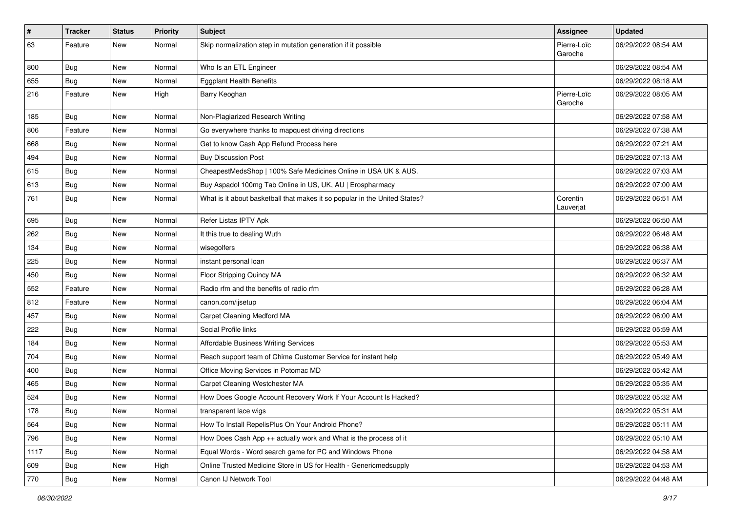| # | Tracker | Status | Priority | Subject | Assignee | Updated |
|---|---|---|---|---|---|---|
| 63 | Feature | New | Normal | Skip normalization step in mutation generation if it possible | Pierre-Loïc Garoche | 06/29/2022 08:54 AM |
| 800 | Bug | New | Normal | Who Is an ETL Engineer | | 06/29/2022 08:54 AM |
| 655 | Bug | New | Normal | Eggplant Health Benefits | | 06/29/2022 08:18 AM |
| 216 | Feature | New | High | Barry Keoghan | Pierre-Loïc Garoche | 06/29/2022 08:05 AM |
| 185 | Bug | New | Normal | Non-Plagiarized Research Writing | | 06/29/2022 07:58 AM |
| 806 | Feature | New | Normal | Go everywhere thanks to mapquest driving directions | | 06/29/2022 07:38 AM |
| 668 | Bug | New | Normal | Get to know Cash App Refund Process here | | 06/29/2022 07:21 AM |
| 494 | Bug | New | Normal | Buy Discussion Post | | 06/29/2022 07:13 AM |
| 615 | Bug | New | Normal | CheapestMedsShop \| 100% Safe Medicines Online in USA UK & AUS. | | 06/29/2022 07:03 AM |
| 613 | Bug | New | Normal | Buy Aspadol 100mg Tab Online in US, UK, AU \| Erospharmacy | | 06/29/2022 07:00 AM |
| 761 | Bug | New | Normal | What is it about basketball that makes it so popular in the United States? | Corentin Lauverjat | 06/29/2022 06:51 AM |
| 695 | Bug | New | Normal | Refer Listas IPTV Apk | | 06/29/2022 06:50 AM |
| 262 | Bug | New | Normal | It this true to dealing Wuth | | 06/29/2022 06:48 AM |
| 134 | Bug | New | Normal | wisegolfers | | 06/29/2022 06:38 AM |
| 225 | Bug | New | Normal | instant personal loan | | 06/29/2022 06:37 AM |
| 450 | Bug | New | Normal | Floor Stripping Quincy MA | | 06/29/2022 06:32 AM |
| 552 | Feature | New | Normal | Radio rfm and the benefits of radio rfm | | 06/29/2022 06:28 AM |
| 812 | Feature | New | Normal | canon.com/ijsetup | | 06/29/2022 06:04 AM |
| 457 | Bug | New | Normal | Carpet Cleaning Medford MA | | 06/29/2022 06:00 AM |
| 222 | Bug | New | Normal | Social Profile links | | 06/29/2022 05:59 AM |
| 184 | Bug | New | Normal | Affordable Business Writing Services | | 06/29/2022 05:53 AM |
| 704 | Bug | New | Normal | Reach support team of Chime Customer Service for instant help | | 06/29/2022 05:49 AM |
| 400 | Bug | New | Normal | Office Moving Services in Potomac MD | | 06/29/2022 05:42 AM |
| 465 | Bug | New | Normal | Carpet Cleaning Westchester MA | | 06/29/2022 05:35 AM |
| 524 | Bug | New | Normal | How Does Google Account Recovery Work If Your Account Is Hacked? | | 06/29/2022 05:32 AM |
| 178 | Bug | New | Normal | transparent lace wigs | | 06/29/2022 05:31 AM |
| 564 | Bug | New | Normal | How To Install RepelisPlus On Your Android Phone? | | 06/29/2022 05:11 AM |
| 796 | Bug | New | Normal | How Does Cash App ++ actually work and What is the process of it | | 06/29/2022 05:10 AM |
| 1117 | Bug | New | Normal | Equal Words - Word search game for PC and Windows Phone | | 06/29/2022 04:58 AM |
| 609 | Bug | New | High | Online Trusted Medicine Store in US for Health - Genericmedsupply | | 06/29/2022 04:53 AM |
| 770 | Bug | New | Normal | Canon IJ Network Tool | | 06/29/2022 04:48 AM |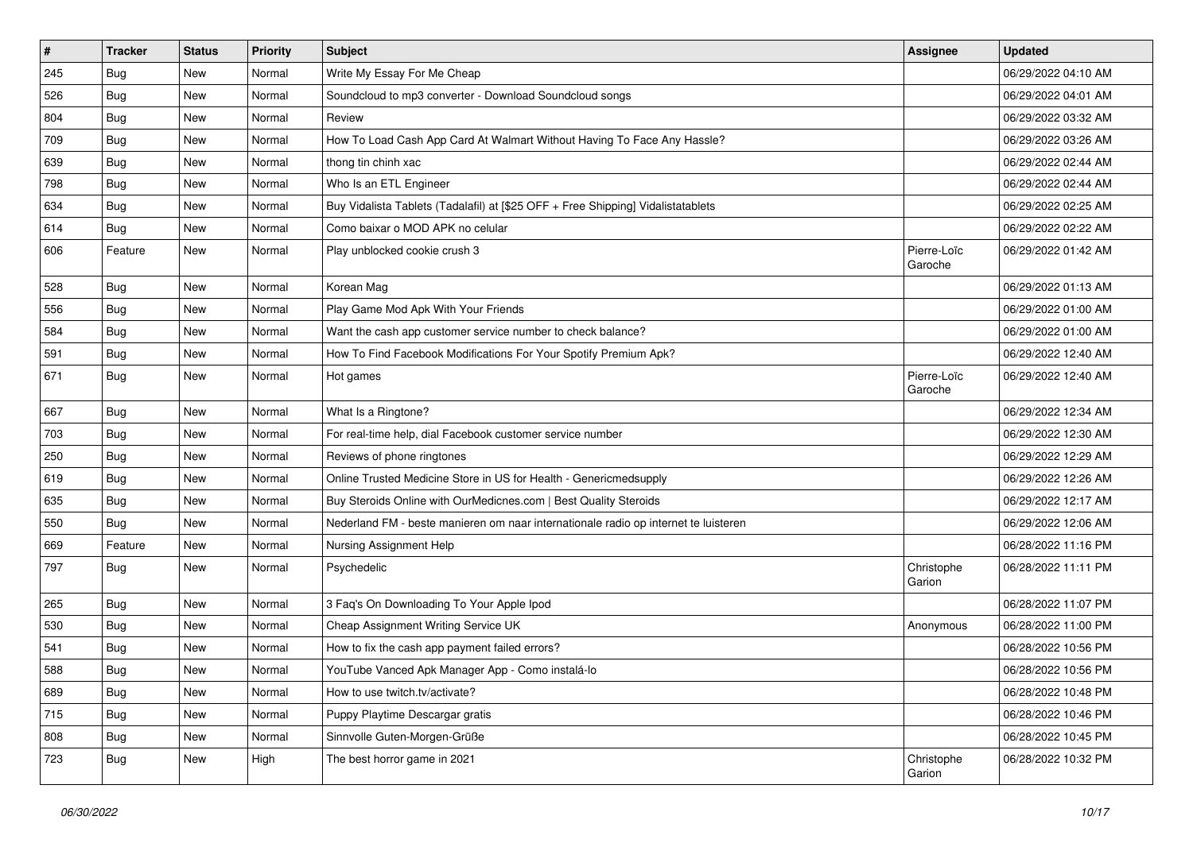| # | Tracker | Status | Priority | Subject | Assignee | Updated |
|---|---|---|---|---|---|---|
| 245 | Bug | New | Normal | Write My Essay For Me Cheap | | 06/29/2022 04:10 AM |
| 526 | Bug | New | Normal | Soundcloud to mp3 converter - Download Soundcloud songs | | 06/29/2022 04:01 AM |
| 804 | Bug | New | Normal | Review | | 06/29/2022 03:32 AM |
| 709 | Bug | New | Normal | How To Load Cash App Card At Walmart Without Having To Face Any Hassle? | | 06/29/2022 03:26 AM |
| 639 | Bug | New | Normal | thong tin chinh xac | | 06/29/2022 02:44 AM |
| 798 | Bug | New | Normal | Who Is an ETL Engineer | | 06/29/2022 02:44 AM |
| 634 | Bug | New | Normal | Buy Vidalista Tablets (Tadalafil) at [$25 OFF + Free Shipping] Vidalistatablets | | 06/29/2022 02:25 AM |
| 614 | Bug | New | Normal | Como baixar o MOD APK no celular | | 06/29/2022 02:22 AM |
| 606 | Feature | New | Normal | Play unblocked cookie crush 3 | Pierre-Loïc Garoche | 06/29/2022 01:42 AM |
| 528 | Bug | New | Normal | Korean Mag | | 06/29/2022 01:13 AM |
| 556 | Bug | New | Normal | Play Game Mod Apk With Your Friends | | 06/29/2022 01:00 AM |
| 584 | Bug | New | Normal | Want the cash app customer service number to check balance? | | 06/29/2022 01:00 AM |
| 591 | Bug | New | Normal | How To Find Facebook Modifications For Your Spotify Premium Apk? | | 06/29/2022 12:40 AM |
| 671 | Bug | New | Normal | Hot games | Pierre-Loïc Garoche | 06/29/2022 12:40 AM |
| 667 | Bug | New | Normal | What Is a Ringtone? | | 06/29/2022 12:34 AM |
| 703 | Bug | New | Normal | For real-time help, dial Facebook customer service number | | 06/29/2022 12:30 AM |
| 250 | Bug | New | Normal | Reviews of phone ringtones | | 06/29/2022 12:29 AM |
| 619 | Bug | New | Normal | Online Trusted Medicine Store in US for Health - Genericmedsupply | | 06/29/2022 12:26 AM |
| 635 | Bug | New | Normal | Buy Steroids Online with OurMedicnes.com \| Best Quality Steroids | | 06/29/2022 12:17 AM |
| 550 | Bug | New | Normal | Nederland FM - beste manieren om naar internationale radio op internet te luisteren | | 06/29/2022 12:06 AM |
| 669 | Feature | New | Normal | Nursing Assignment Help | | 06/28/2022 11:16 PM |
| 797 | Bug | New | Normal | Psychedelic | Christophe Garion | 06/28/2022 11:11 PM |
| 265 | Bug | New | Normal | 3 Faq's On Downloading To Your Apple Ipod | | 06/28/2022 11:07 PM |
| 530 | Bug | New | Normal | Cheap Assignment Writing Service UK | Anonymous | 06/28/2022 11:00 PM |
| 541 | Bug | New | Normal | How to fix the cash app payment failed errors? | | 06/28/2022 10:56 PM |
| 588 | Bug | New | Normal | YouTube Vanced Apk Manager App - Como instalá-lo | | 06/28/2022 10:56 PM |
| 689 | Bug | New | Normal | How to use twitch.tv/activate? | | 06/28/2022 10:48 PM |
| 715 | Bug | New | Normal | Puppy Playtime Descargar gratis | | 06/28/2022 10:46 PM |
| 808 | Bug | New | Normal | Sinnvolle Guten-Morgen-Grüße | | 06/28/2022 10:45 PM |
| 723 | Bug | New | High | The best horror game in 2021 | Christophe Garion | 06/28/2022 10:32 PM |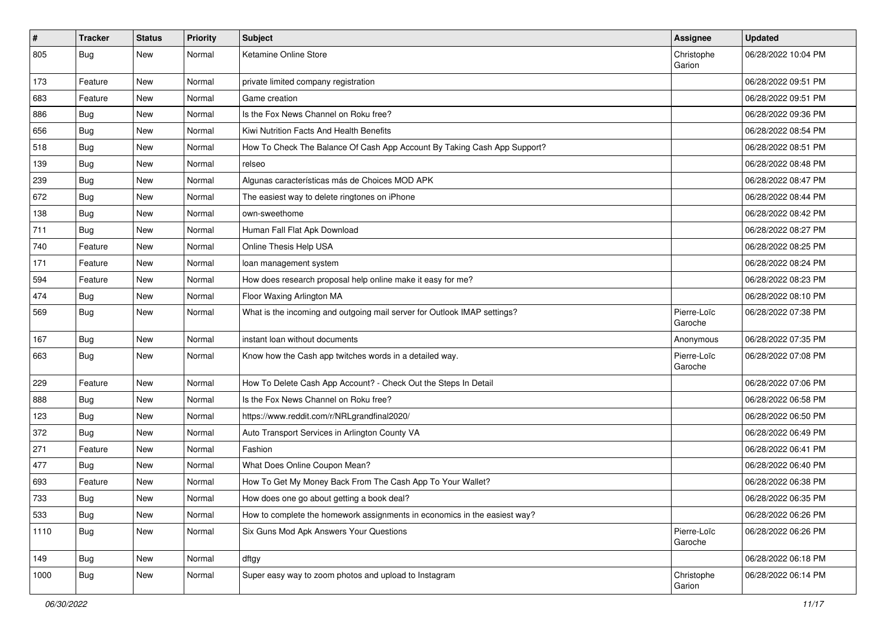| # | Tracker | Status | Priority | Subject | Assignee | Updated |
|---|---|---|---|---|---|---|
| 805 | Bug | New | Normal | Ketamine Online Store | Christophe Garion | 06/28/2022 10:04 PM |
| 173 | Feature | New | Normal | private limited company registration | | 06/28/2022 09:51 PM |
| 683 | Feature | New | Normal | Game creation | | 06/28/2022 09:51 PM |
| 886 | Bug | New | Normal | Is the Fox News Channel on Roku free? | | 06/28/2022 09:36 PM |
| 656 | Bug | New | Normal | Kiwi Nutrition Facts And Health Benefits | | 06/28/2022 08:54 PM |
| 518 | Bug | New | Normal | How To Check The Balance Of Cash App Account By Taking Cash App Support? | | 06/28/2022 08:51 PM |
| 139 | Bug | New | Normal | relseo | | 06/28/2022 08:48 PM |
| 239 | Bug | New | Normal | Algunas características más de Choices MOD APK | | 06/28/2022 08:47 PM |
| 672 | Bug | New | Normal | The easiest way to delete ringtones on iPhone | | 06/28/2022 08:44 PM |
| 138 | Bug | New | Normal | own-sweethome | | 06/28/2022 08:42 PM |
| 711 | Bug | New | Normal | Human Fall Flat Apk Download | | 06/28/2022 08:27 PM |
| 740 | Feature | New | Normal | Online Thesis Help USA | | 06/28/2022 08:25 PM |
| 171 | Feature | New | Normal | loan management system | | 06/28/2022 08:24 PM |
| 594 | Feature | New | Normal | How does research proposal help online make it easy for me? | | 06/28/2022 08:23 PM |
| 474 | Bug | New | Normal | Floor Waxing Arlington MA | | 06/28/2022 08:10 PM |
| 569 | Bug | New | Normal | What is the incoming and outgoing mail server for Outlook IMAP settings? | Pierre-Loïc Garoche | 06/28/2022 07:38 PM |
| 167 | Bug | New | Normal | instant loan without documents | Anonymous | 06/28/2022 07:35 PM |
| 663 | Bug | New | Normal | Know how the Cash app twitches words in a detailed way. | Pierre-Loïc Garoche | 06/28/2022 07:08 PM |
| 229 | Feature | New | Normal | How To Delete Cash App Account? - Check Out the Steps In Detail | | 06/28/2022 07:06 PM |
| 888 | Bug | New | Normal | Is the Fox News Channel on Roku free? | | 06/28/2022 06:58 PM |
| 123 | Bug | New | Normal | https://www.reddit.com/r/NRLgrandfinal2020/ | | 06/28/2022 06:50 PM |
| 372 | Bug | New | Normal | Auto Transport Services in Arlington County VA | | 06/28/2022 06:49 PM |
| 271 | Feature | New | Normal | Fashion | | 06/28/2022 06:41 PM |
| 477 | Bug | New | Normal | What Does Online Coupon Mean? | | 06/28/2022 06:40 PM |
| 693 | Feature | New | Normal | How To Get My Money Back From The Cash App To Your Wallet? | | 06/28/2022 06:38 PM |
| 733 | Bug | New | Normal | How does one go about getting a book deal? | | 06/28/2022 06:35 PM |
| 533 | Bug | New | Normal | How to complete the homework assignments in economics in the easiest way? | | 06/28/2022 06:26 PM |
| 1110 | Bug | New | Normal | Six Guns Mod Apk Answers Your Questions | Pierre-Loïc Garoche | 06/28/2022 06:26 PM |
| 149 | Bug | New | Normal | dftgy | | 06/28/2022 06:18 PM |
| 1000 | Bug | New | Normal | Super easy way to zoom photos and upload to Instagram | Christophe Garion | 06/28/2022 06:14 PM |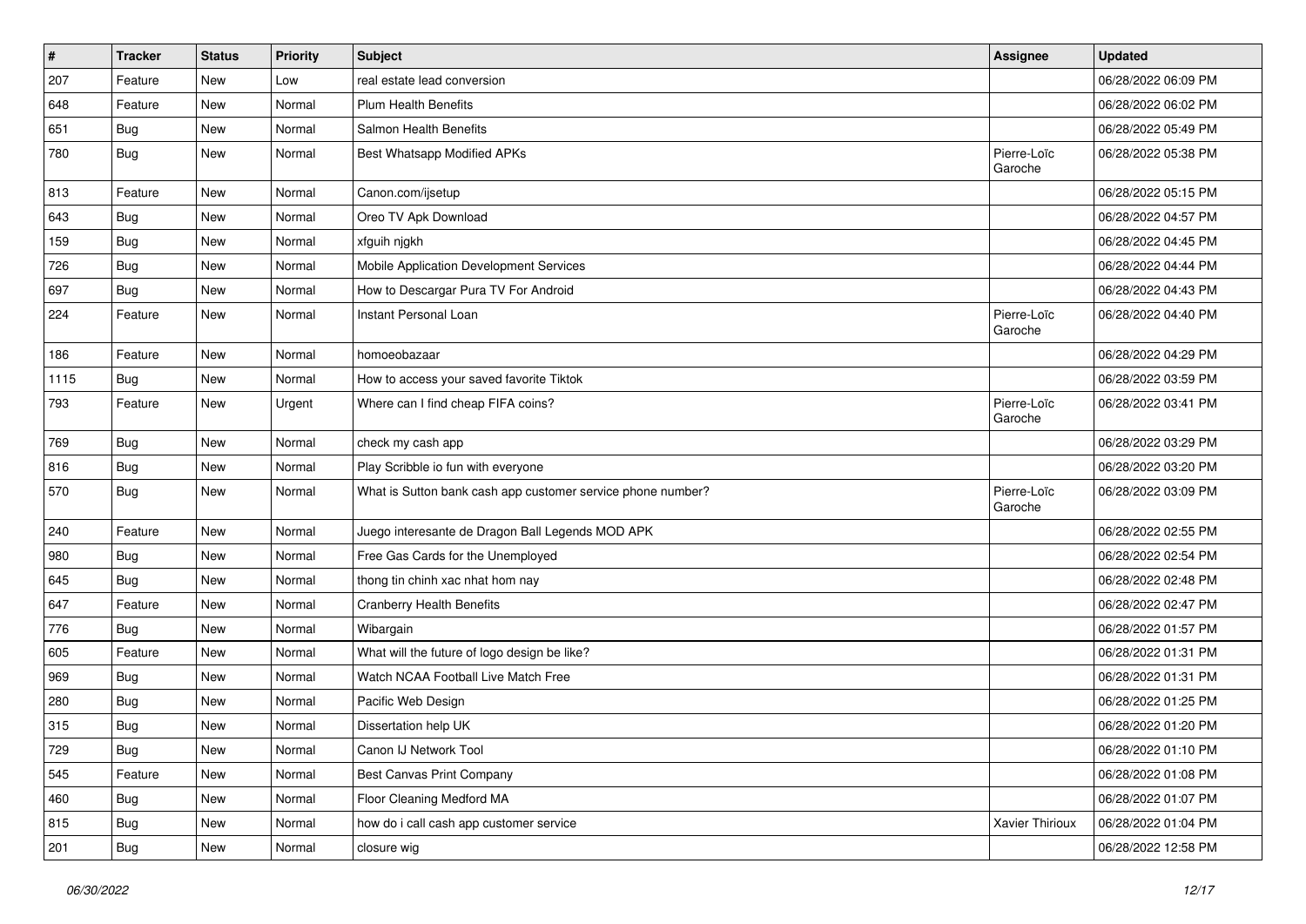| # | Tracker | Status | Priority | Subject | Assignee | Updated |
|---|---|---|---|---|---|---|
| 207 | Feature | New | Low | real estate lead conversion | | 06/28/2022 06:09 PM |
| 648 | Feature | New | Normal | Plum Health Benefits | | 06/28/2022 06:02 PM |
| 651 | Bug | New | Normal | Salmon Health Benefits | | 06/28/2022 05:49 PM |
| 780 | Bug | New | Normal | Best Whatsapp Modified APKs | Pierre-Loïc Garoche | 06/28/2022 05:38 PM |
| 813 | Feature | New | Normal | Canon.com/ijsetup | | 06/28/2022 05:15 PM |
| 643 | Bug | New | Normal | Oreo TV Apk Download | | 06/28/2022 04:57 PM |
| 159 | Bug | New | Normal | xfguih njgkh | | 06/28/2022 04:45 PM |
| 726 | Bug | New | Normal | Mobile Application Development Services | | 06/28/2022 04:44 PM |
| 697 | Bug | New | Normal | How to Descargar Pura TV For Android | | 06/28/2022 04:43 PM |
| 224 | Feature | New | Normal | Instant Personal Loan | Pierre-Loïc Garoche | 06/28/2022 04:40 PM |
| 186 | Feature | New | Normal | homoeobazaar | | 06/28/2022 04:29 PM |
| 1115 | Bug | New | Normal | How to access your saved favorite Tiktok | | 06/28/2022 03:59 PM |
| 793 | Feature | New | Urgent | Where can I find cheap FIFA coins? | Pierre-Loïc Garoche | 06/28/2022 03:41 PM |
| 769 | Bug | New | Normal | check my cash app | | 06/28/2022 03:29 PM |
| 816 | Bug | New | Normal | Play Scribble io fun with everyone | | 06/28/2022 03:20 PM |
| 570 | Bug | New | Normal | What is Sutton bank cash app customer service phone number? | Pierre-Loïc Garoche | 06/28/2022 03:09 PM |
| 240 | Feature | New | Normal | Juego interesante de Dragon Ball Legends MOD APK | | 06/28/2022 02:55 PM |
| 980 | Bug | New | Normal | Free Gas Cards for the Unemployed | | 06/28/2022 02:54 PM |
| 645 | Bug | New | Normal | thong tin chinh xac nhat hom nay | | 06/28/2022 02:48 PM |
| 647 | Feature | New | Normal | Cranberry Health Benefits | | 06/28/2022 02:47 PM |
| 776 | Bug | New | Normal | Wibargain | | 06/28/2022 01:57 PM |
| 605 | Feature | New | Normal | What will the future of logo design be like? | | 06/28/2022 01:31 PM |
| 969 | Bug | New | Normal | Watch NCAA Football Live Match Free | | 06/28/2022 01:31 PM |
| 280 | Bug | New | Normal | Pacific Web Design | | 06/28/2022 01:25 PM |
| 315 | Bug | New | Normal | Dissertation help UK | | 06/28/2022 01:20 PM |
| 729 | Bug | New | Normal | Canon IJ Network Tool | | 06/28/2022 01:10 PM |
| 545 | Feature | New | Normal | Best Canvas Print Company | | 06/28/2022 01:08 PM |
| 460 | Bug | New | Normal | Floor Cleaning Medford MA | | 06/28/2022 01:07 PM |
| 815 | Bug | New | Normal | how do i call cash app customer service | Xavier Thirioux | 06/28/2022 01:04 PM |
| 201 | Bug | New | Normal | closure wig | | 06/28/2022 12:58 PM |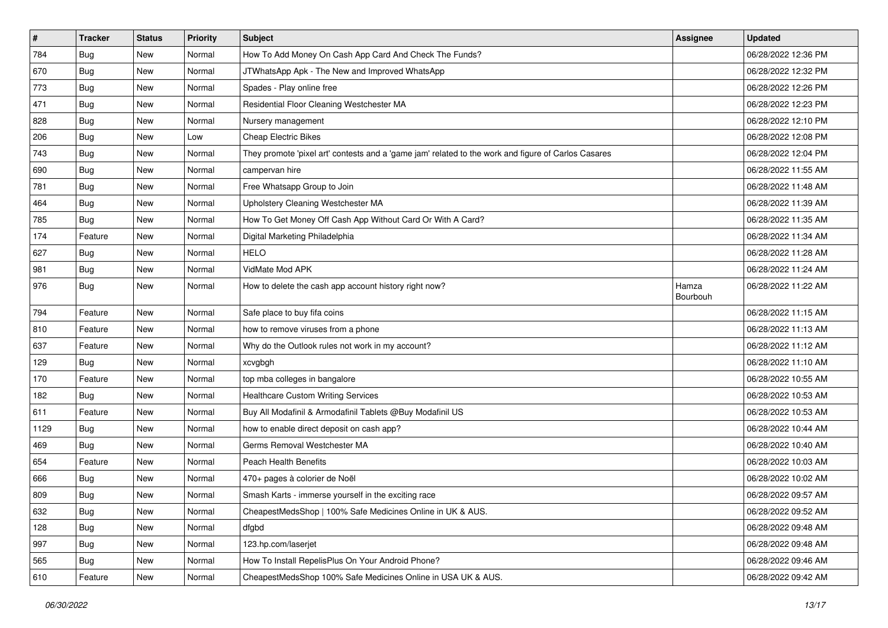| # | Tracker | Status | Priority | Subject | Assignee | Updated |
|---|---|---|---|---|---|---|
| 784 | Bug | New | Normal | How To Add Money On Cash App Card And Check The Funds? | | 06/28/2022 12:36 PM |
| 670 | Bug | New | Normal | JTWhatsApp Apk - The New and Improved WhatsApp | | 06/28/2022 12:32 PM |
| 773 | Bug | New | Normal | Spades - Play online free | | 06/28/2022 12:26 PM |
| 471 | Bug | New | Normal | Residential Floor Cleaning Westchester MA | | 06/28/2022 12:23 PM |
| 828 | Bug | New | Normal | Nursery management | | 06/28/2022 12:10 PM |
| 206 | Bug | New | Low | Cheap Electric Bikes | | 06/28/2022 12:08 PM |
| 743 | Bug | New | Normal | They promote 'pixel art' contests and a 'game jam' related to the work and figure of Carlos Casares | | 06/28/2022 12:04 PM |
| 690 | Bug | New | Normal | campervan hire | | 06/28/2022 11:55 AM |
| 781 | Bug | New | Normal | Free Whatsapp Group to Join | | 06/28/2022 11:48 AM |
| 464 | Bug | New | Normal | Upholstery Cleaning Westchester MA | | 06/28/2022 11:39 AM |
| 785 | Bug | New | Normal | How To Get Money Off Cash App Without Card Or With A Card? | | 06/28/2022 11:35 AM |
| 174 | Feature | New | Normal | Digital Marketing Philadelphia | | 06/28/2022 11:34 AM |
| 627 | Bug | New | Normal | HELO | | 06/28/2022 11:28 AM |
| 981 | Bug | New | Normal | VidMate Mod APK | | 06/28/2022 11:24 AM |
| 976 | Bug | New | Normal | How to delete the cash app account history right now? | Hamza Bourbouh | 06/28/2022 11:22 AM |
| 794 | Feature | New | Normal | Safe place to buy fifa coins | | 06/28/2022 11:15 AM |
| 810 | Feature | New | Normal | how to remove viruses from a phone | | 06/28/2022 11:13 AM |
| 637 | Feature | New | Normal | Why do the Outlook rules not work in my account? | | 06/28/2022 11:12 AM |
| 129 | Bug | New | Normal | xcvgbgh | | 06/28/2022 11:10 AM |
| 170 | Feature | New | Normal | top mba colleges in bangalore | | 06/28/2022 10:55 AM |
| 182 | Bug | New | Normal | Healthcare Custom Writing Services | | 06/28/2022 10:53 AM |
| 611 | Feature | New | Normal | Buy All Modafinil & Armodafinil Tablets @Buy Modafinil US | | 06/28/2022 10:53 AM |
| 1129 | Bug | New | Normal | how to enable direct deposit on cash app? | | 06/28/2022 10:44 AM |
| 469 | Bug | New | Normal | Germs Removal Westchester MA | | 06/28/2022 10:40 AM |
| 654 | Feature | New | Normal | Peach Health Benefits | | 06/28/2022 10:03 AM |
| 666 | Bug | New | Normal | 470+ pages à colorier de Noël | | 06/28/2022 10:02 AM |
| 809 | Bug | New | Normal | Smash Karts - immerse yourself in the exciting race | | 06/28/2022 09:57 AM |
| 632 | Bug | New | Normal | CheapestMedsShop \| 100% Safe Medicines Online in UK & AUS. | | 06/28/2022 09:52 AM |
| 128 | Bug | New | Normal | dfgbd | | 06/28/2022 09:48 AM |
| 997 | Bug | New | Normal | 123.hp.com/laserjet | | 06/28/2022 09:48 AM |
| 565 | Bug | New | Normal | How To Install RepelisPlus On Your Android Phone? | | 06/28/2022 09:46 AM |
| 610 | Feature | New | Normal | CheapestMedsShop 100% Safe Medicines Online in USA UK & AUS. | | 06/28/2022 09:42 AM |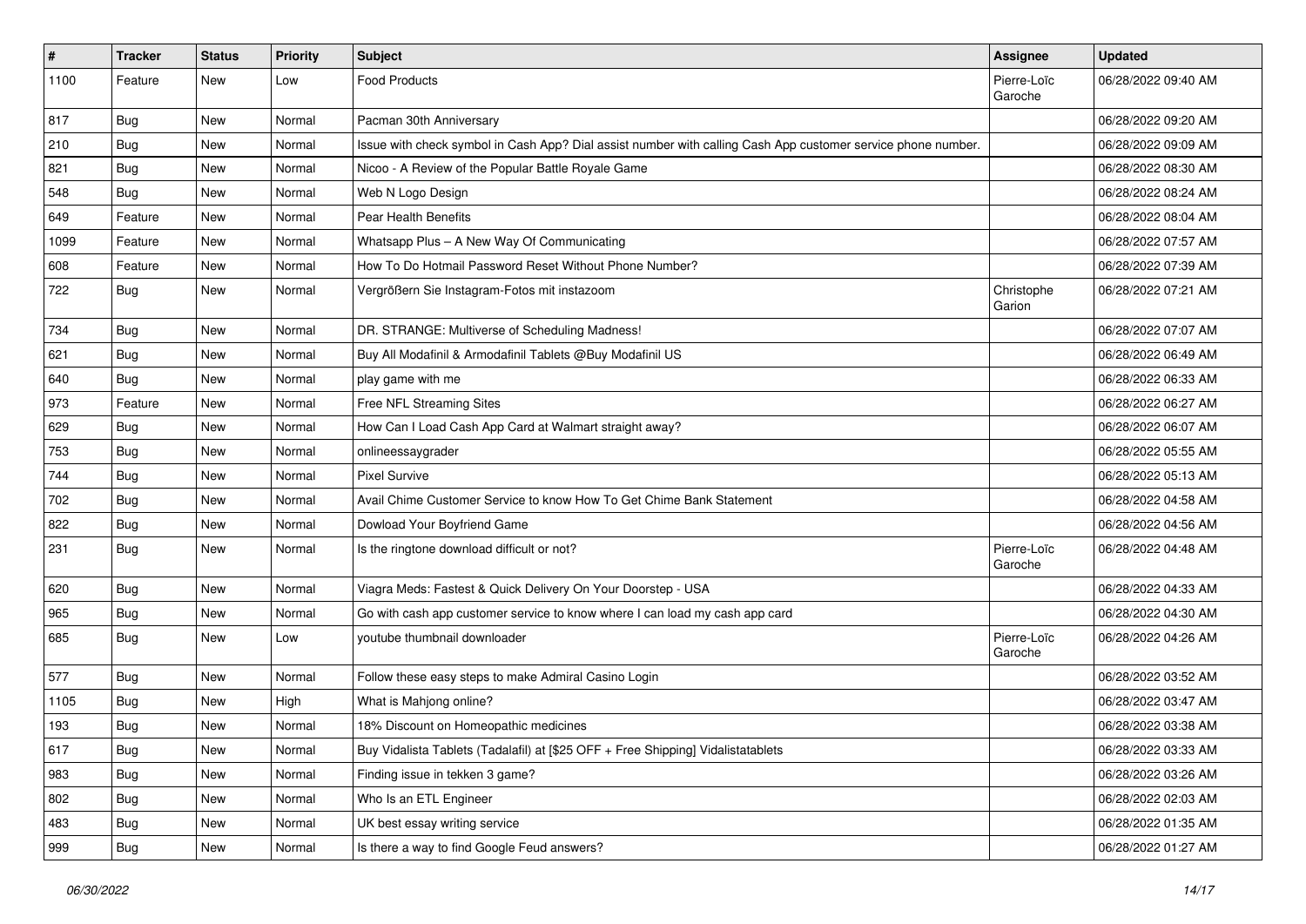| # | Tracker | Status | Priority | Subject | Assignee | Updated |
|---|---|---|---|---|---|---|
| 1100 | Feature | New | Low | Food Products | Pierre-Loïc Garoche | 06/28/2022 09:40 AM |
| 817 | Bug | New | Normal | Pacman 30th Anniversary | | 06/28/2022 09:20 AM |
| 210 | Bug | New | Normal | Issue with check symbol in Cash App? Dial assist number with calling Cash App customer service phone number. | | 06/28/2022 09:09 AM |
| 821 | Bug | New | Normal | Nicoo - A Review of the Popular Battle Royale Game | | 06/28/2022 08:30 AM |
| 548 | Bug | New | Normal | Web N Logo Design | | 06/28/2022 08:24 AM |
| 649 | Feature | New | Normal | Pear Health Benefits | | 06/28/2022 08:04 AM |
| 1099 | Feature | New | Normal | Whatsapp Plus – A New Way Of Communicating | | 06/28/2022 07:57 AM |
| 608 | Feature | New | Normal | How To Do Hotmail Password Reset Without Phone Number? | | 06/28/2022 07:39 AM |
| 722 | Bug | New | Normal | Vergrößern Sie Instagram-Fotos mit instazoom | Christophe Garion | 06/28/2022 07:21 AM |
| 734 | Bug | New | Normal | DR. STRANGE: Multiverse of Scheduling Madness! | | 06/28/2022 07:07 AM |
| 621 | Bug | New | Normal | Buy All Modafinil & Armodafinil Tablets @Buy Modafinil US | | 06/28/2022 06:49 AM |
| 640 | Bug | New | Normal | play game with me | | 06/28/2022 06:33 AM |
| 973 | Feature | New | Normal | Free NFL Streaming Sites | | 06/28/2022 06:27 AM |
| 629 | Bug | New | Normal | How Can I Load Cash App Card at Walmart straight away? | | 06/28/2022 06:07 AM |
| 753 | Bug | New | Normal | onlineessaygrader | | 06/28/2022 05:55 AM |
| 744 | Bug | New | Normal | Pixel Survive | | 06/28/2022 05:13 AM |
| 702 | Bug | New | Normal | Avail Chime Customer Service to know How To Get Chime Bank Statement | | 06/28/2022 04:58 AM |
| 822 | Bug | New | Normal | Dowload Your Boyfriend Game | | 06/28/2022 04:56 AM |
| 231 | Bug | New | Normal | Is the ringtone download difficult or not? | Pierre-Loïc Garoche | 06/28/2022 04:48 AM |
| 620 | Bug | New | Normal | Viagra Meds: Fastest & Quick Delivery On Your Doorstep - USA | | 06/28/2022 04:33 AM |
| 965 | Bug | New | Normal | Go with cash app customer service to know where I can load my cash app card | | 06/28/2022 04:30 AM |
| 685 | Bug | New | Low | youtube thumbnail downloader | Pierre-Loïc Garoche | 06/28/2022 04:26 AM |
| 577 | Bug | New | Normal | Follow these easy steps to make Admiral Casino Login | | 06/28/2022 03:52 AM |
| 1105 | Bug | New | High | What is Mahjong online? | | 06/28/2022 03:47 AM |
| 193 | Bug | New | Normal | 18% Discount on Homeopathic medicines | | 06/28/2022 03:38 AM |
| 617 | Bug | New | Normal | Buy Vidalista Tablets (Tadalafil) at [$25 OFF + Free Shipping] Vidalistatablets | | 06/28/2022 03:33 AM |
| 983 | Bug | New | Normal | Finding issue in tekken 3 game? | | 06/28/2022 03:26 AM |
| 802 | Bug | New | Normal | Who Is an ETL Engineer | | 06/28/2022 02:03 AM |
| 483 | Bug | New | Normal | UK best essay writing service | | 06/28/2022 01:35 AM |
| 999 | Bug | New | Normal | Is there a way to find Google Feud answers? | | 06/28/2022 01:27 AM |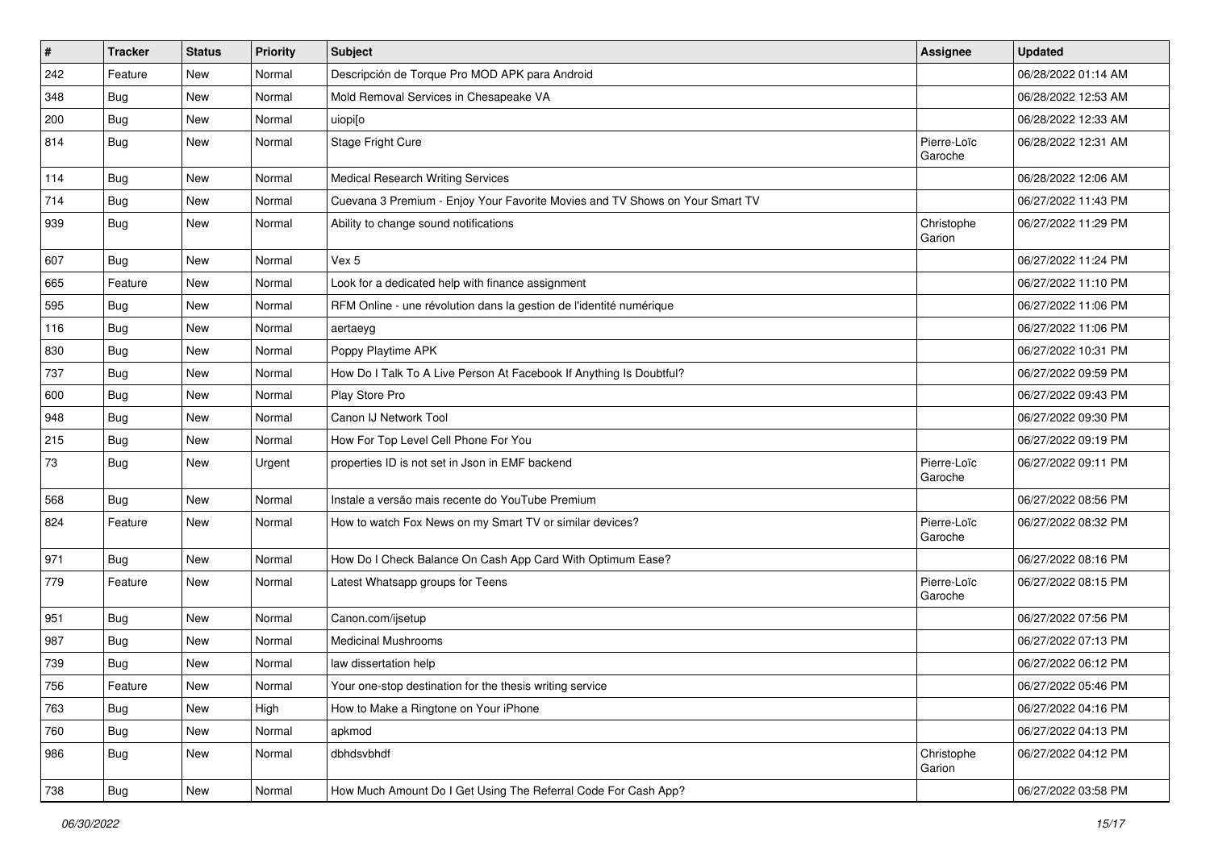| # | Tracker | Status | Priority | Subject | Assignee | Updated |
|---|---|---|---|---|---|---|
| 242 | Feature | New | Normal | Descripción de Torque Pro MOD APK para Android | | 06/28/2022 01:14 AM |
| 348 | Bug | New | Normal | Mold Removal Services in Chesapeake VA | | 06/28/2022 12:53 AM |
| 200 | Bug | New | Normal | uiopi[o | | 06/28/2022 12:33 AM |
| 814 | Bug | New | Normal | Stage Fright Cure | Pierre-Loïc Garoche | 06/28/2022 12:31 AM |
| 114 | Bug | New | Normal | Medical Research Writing Services | | 06/28/2022 12:06 AM |
| 714 | Bug | New | Normal | Cuevana 3 Premium - Enjoy Your Favorite Movies and TV Shows on Your Smart TV | | 06/27/2022 11:43 PM |
| 939 | Bug | New | Normal | Ability to change sound notifications | Christophe Garion | 06/27/2022 11:29 PM |
| 607 | Bug | New | Normal | Vex 5 | | 06/27/2022 11:24 PM |
| 665 | Feature | New | Normal | Look for a dedicated help with finance assignment | | 06/27/2022 11:10 PM |
| 595 | Bug | New | Normal | RFM Online - une révolution dans la gestion de l'identité numérique | | 06/27/2022 11:06 PM |
| 116 | Bug | New | Normal | aertaeyg | | 06/27/2022 11:06 PM |
| 830 | Bug | New | Normal | Poppy Playtime APK | | 06/27/2022 10:31 PM |
| 737 | Bug | New | Normal | How Do I Talk To A Live Person At Facebook If Anything Is Doubtful? | | 06/27/2022 09:59 PM |
| 600 | Bug | New | Normal | Play Store Pro | | 06/27/2022 09:43 PM |
| 948 | Bug | New | Normal | Canon IJ Network Tool | | 06/27/2022 09:30 PM |
| 215 | Bug | New | Normal | How For Top Level Cell Phone For You | | 06/27/2022 09:19 PM |
| 73 | Bug | New | Urgent | properties ID is not set in Json in EMF backend | Pierre-Loïc Garoche | 06/27/2022 09:11 PM |
| 568 | Bug | New | Normal | Instale a versão mais recente do YouTube Premium | | 06/27/2022 08:56 PM |
| 824 | Feature | New | Normal | How to watch Fox News on my Smart TV or similar devices? | Pierre-Loïc Garoche | 06/27/2022 08:32 PM |
| 971 | Bug | New | Normal | How Do I Check Balance On Cash App Card With Optimum Ease? | | 06/27/2022 08:16 PM |
| 779 | Feature | New | Normal | Latest Whatsapp groups for Teens | Pierre-Loïc Garoche | 06/27/2022 08:15 PM |
| 951 | Bug | New | Normal | Canon.com/ijsetup | | 06/27/2022 07:56 PM |
| 987 | Bug | New | Normal | Medicinal Mushrooms | | 06/27/2022 07:13 PM |
| 739 | Bug | New | Normal | law dissertation help | | 06/27/2022 06:12 PM |
| 756 | Feature | New | Normal | Your one-stop destination for the thesis writing service | | 06/27/2022 05:46 PM |
| 763 | Bug | New | High | How to Make a Ringtone on Your iPhone | | 06/27/2022 04:16 PM |
| 760 | Bug | New | Normal | apkmod | | 06/27/2022 04:13 PM |
| 986 | Bug | New | Normal | dbhdsvbhdf | Christophe Garion | 06/27/2022 04:12 PM |
| 738 | Bug | New | Normal | How Much Amount Do I Get Using The Referral Code For Cash App? | | 06/27/2022 03:58 PM |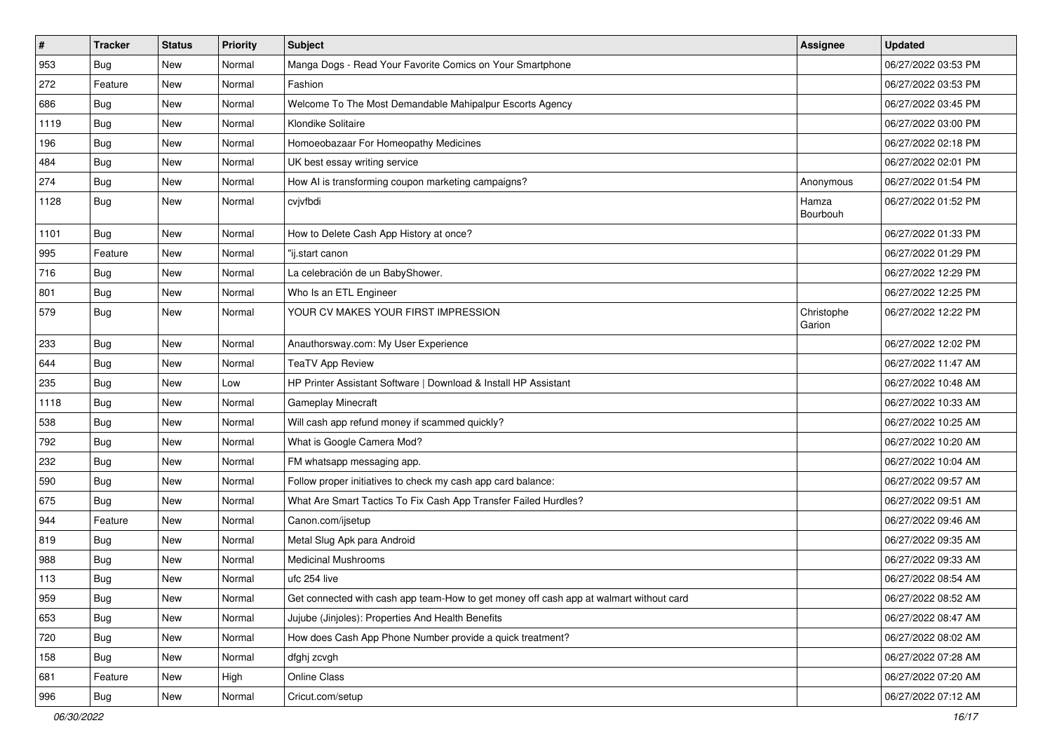| # | Tracker | Status | Priority | Subject | Assignee | Updated |
|---|---|---|---|---|---|---|
| 953 | Bug | New | Normal | Manga Dogs - Read Your Favorite Comics on Your Smartphone | | 06/27/2022 03:53 PM |
| 272 | Feature | New | Normal | Fashion | | 06/27/2022 03:53 PM |
| 686 | Bug | New | Normal | Welcome To The Most Demandable Mahipalpur Escorts Agency | | 06/27/2022 03:45 PM |
| 1119 | Bug | New | Normal | Klondike Solitaire | | 06/27/2022 03:00 PM |
| 196 | Bug | New | Normal | Homoeobazaar For Homeopathy Medicines | | 06/27/2022 02:18 PM |
| 484 | Bug | New | Normal | UK best essay writing service | | 06/27/2022 02:01 PM |
| 274 | Bug | New | Normal | How AI is transforming coupon marketing campaigns? | Anonymous | 06/27/2022 01:54 PM |
| 1128 | Bug | New | Normal | cvjvfbdi | Hamza Bourbouh | 06/27/2022 01:52 PM |
| 1101 | Bug | New | Normal | How to Delete Cash App History at once? | | 06/27/2022 01:33 PM |
| 995 | Feature | New | Normal | "ij.start canon | | 06/27/2022 01:29 PM |
| 716 | Bug | New | Normal | La celebración de un BabyShower. | | 06/27/2022 12:29 PM |
| 801 | Bug | New | Normal | Who Is an ETL Engineer | | 06/27/2022 12:25 PM |
| 579 | Bug | New | Normal | YOUR CV MAKES YOUR FIRST IMPRESSION | Christophe Garion | 06/27/2022 12:22 PM |
| 233 | Bug | New | Normal | Anauthorsway.com: My User Experience | | 06/27/2022 12:02 PM |
| 644 | Bug | New | Normal | TeaTV App Review | | 06/27/2022 11:47 AM |
| 235 | Bug | New | Low | HP Printer Assistant Software \| Download & Install HP Assistant | | 06/27/2022 10:48 AM |
| 1118 | Bug | New | Normal | Gameplay Minecraft | | 06/27/2022 10:33 AM |
| 538 | Bug | New | Normal | Will cash app refund money if scammed quickly? | | 06/27/2022 10:25 AM |
| 792 | Bug | New | Normal | What is Google Camera Mod? | | 06/27/2022 10:20 AM |
| 232 | Bug | New | Normal | FM whatsapp messaging app. | | 06/27/2022 10:04 AM |
| 590 | Bug | New | Normal | Follow proper initiatives to check my cash app card balance: | | 06/27/2022 09:57 AM |
| 675 | Bug | New | Normal | What Are Smart Tactics To Fix Cash App Transfer Failed Hurdles? | | 06/27/2022 09:51 AM |
| 944 | Feature | New | Normal | Canon.com/ijsetup | | 06/27/2022 09:46 AM |
| 819 | Bug | New | Normal | Metal Slug Apk para Android | | 06/27/2022 09:35 AM |
| 988 | Bug | New | Normal | Medicinal Mushrooms | | 06/27/2022 09:33 AM |
| 113 | Bug | New | Normal | ufc 254 live | | 06/27/2022 08:54 AM |
| 959 | Bug | New | Normal | Get connected with cash app team-How to get money off cash app at walmart without card | | 06/27/2022 08:52 AM |
| 653 | Bug | New | Normal | Jujube (Jinjoles): Properties And Health Benefits | | 06/27/2022 08:47 AM |
| 720 | Bug | New | Normal | How does Cash App Phone Number provide a quick treatment? | | 06/27/2022 08:02 AM |
| 158 | Bug | New | Normal | dfghj zcvgh | | 06/27/2022 07:28 AM |
| 681 | Feature | New | High | Online Class | | 06/27/2022 07:20 AM |
| 996 | Bug | New | Normal | Cricut.com/setup | | 06/27/2022 07:12 AM |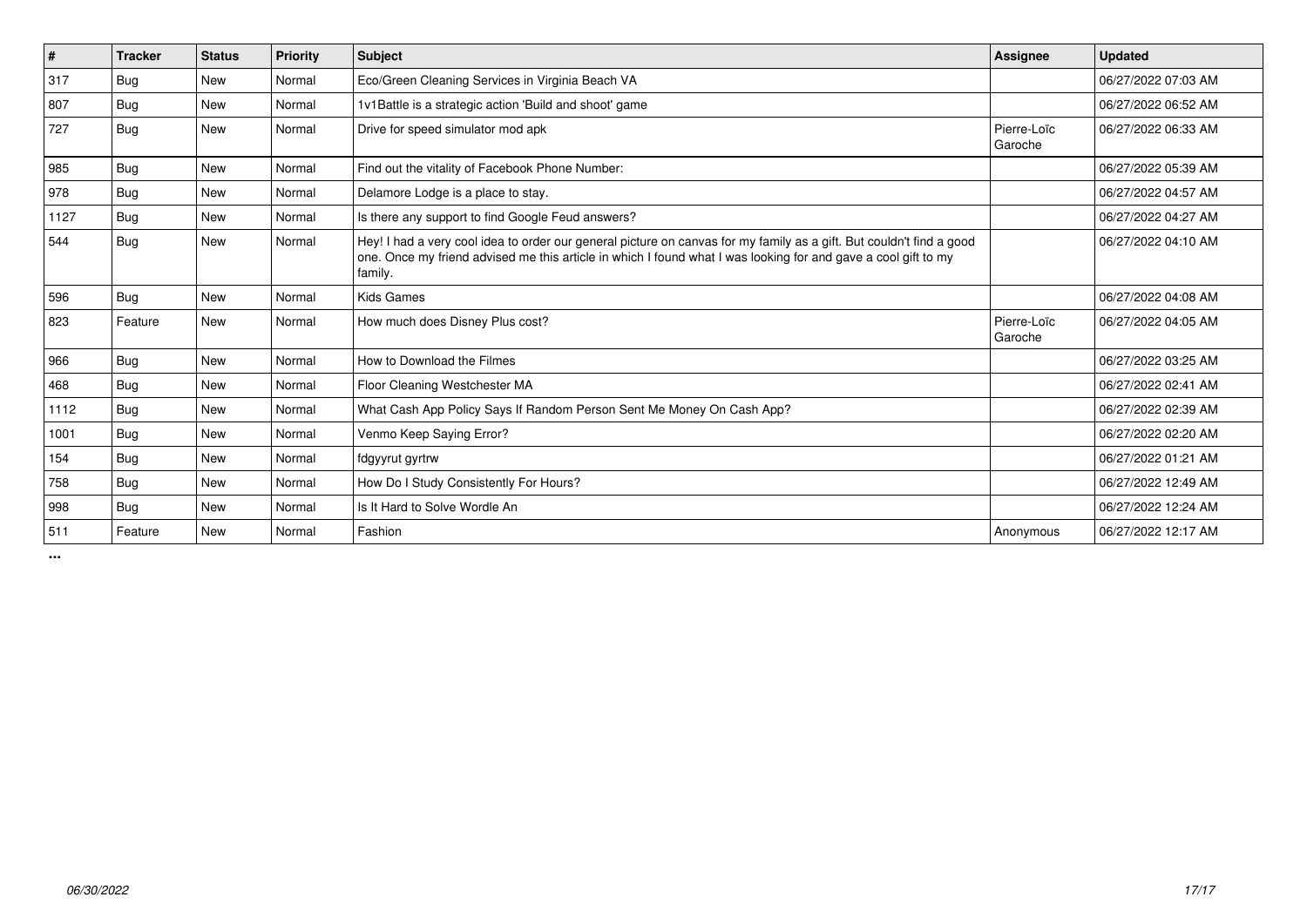| # | Tracker | Status | Priority | Subject | Assignee | Updated |
|---|---|---|---|---|---|---|
| 317 | Bug | New | Normal | Eco/Green Cleaning Services in Virginia Beach VA | | 06/27/2022 07:03 AM |
| 807 | Bug | New | Normal | 1v1Battle is a strategic action 'Build and shoot' game | | 06/27/2022 06:52 AM |
| 727 | Bug | New | Normal | Drive for speed simulator mod apk | Pierre-Loïc Garoche | 06/27/2022 06:33 AM |
| 985 | Bug | New | Normal | Find out the vitality of Facebook Phone Number: | | 06/27/2022 05:39 AM |
| 978 | Bug | New | Normal | Delamore Lodge is a place to stay. | | 06/27/2022 04:57 AM |
| 1127 | Bug | New | Normal | Is there any support to find Google Feud answers? | | 06/27/2022 04:27 AM |
| 544 | Bug | New | Normal | Hey! I had a very cool idea to order our general picture on canvas for my family as a gift. But couldn't find a good one. Once my friend advised me this article in which I found what I was looking for and gave a cool gift to my family. | | 06/27/2022 04:10 AM |
| 596 | Bug | New | Normal | Kids Games | | 06/27/2022 04:08 AM |
| 823 | Feature | New | Normal | How much does Disney Plus cost? | Pierre-Loïc Garoche | 06/27/2022 04:05 AM |
| 966 | Bug | New | Normal | How to Download the Filmes | | 06/27/2022 03:25 AM |
| 468 | Bug | New | Normal | Floor Cleaning Westchester MA | | 06/27/2022 02:41 AM |
| 1112 | Bug | New | Normal | What Cash App Policy Says If Random Person Sent Me Money On Cash App? | | 06/27/2022 02:39 AM |
| 1001 | Bug | New | Normal | Venmo Keep Saying Error? | | 06/27/2022 02:20 AM |
| 154 | Bug | New | Normal | fdgyyrut gyrtrw | | 06/27/2022 01:21 AM |
| 758 | Bug | New | Normal | How Do I Study Consistently For Hours? | | 06/27/2022 12:49 AM |
| 998 | Bug | New | Normal | Is It Hard to Solve Wordle An | | 06/27/2022 12:24 AM |
| 511 | Feature | New | Normal | Fashion | Anonymous | 06/27/2022 12:17 AM |

...